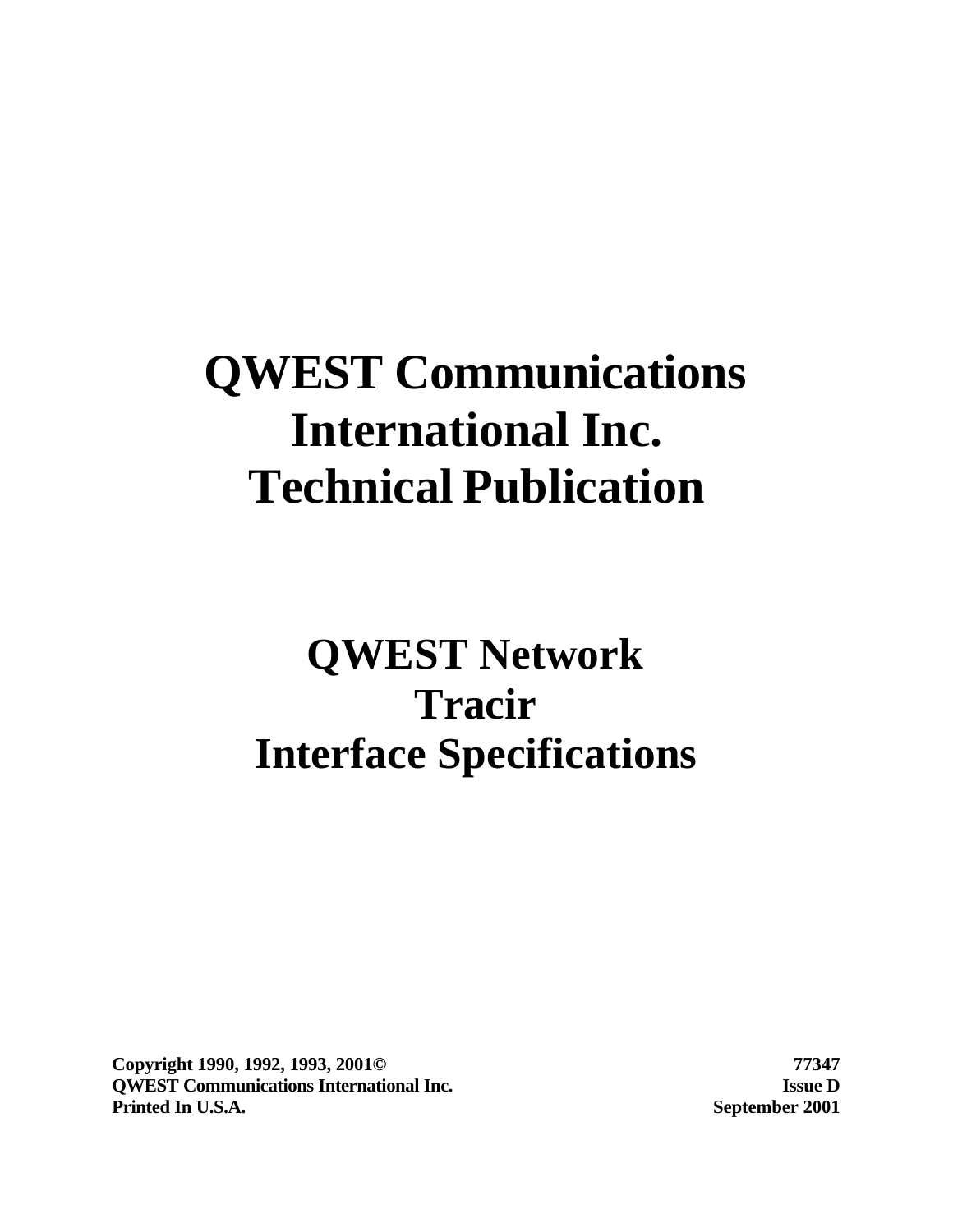# QWEST Communications International Inc. Technical Publication

# QWEST Network Tracir Interface Specifications

**Copyright 1990, 1992, 1993, 2001©**
**QWEST Communications International Inc.**
**Printed In U.S.A.**

**77347**
**Issue D**
**September 2001**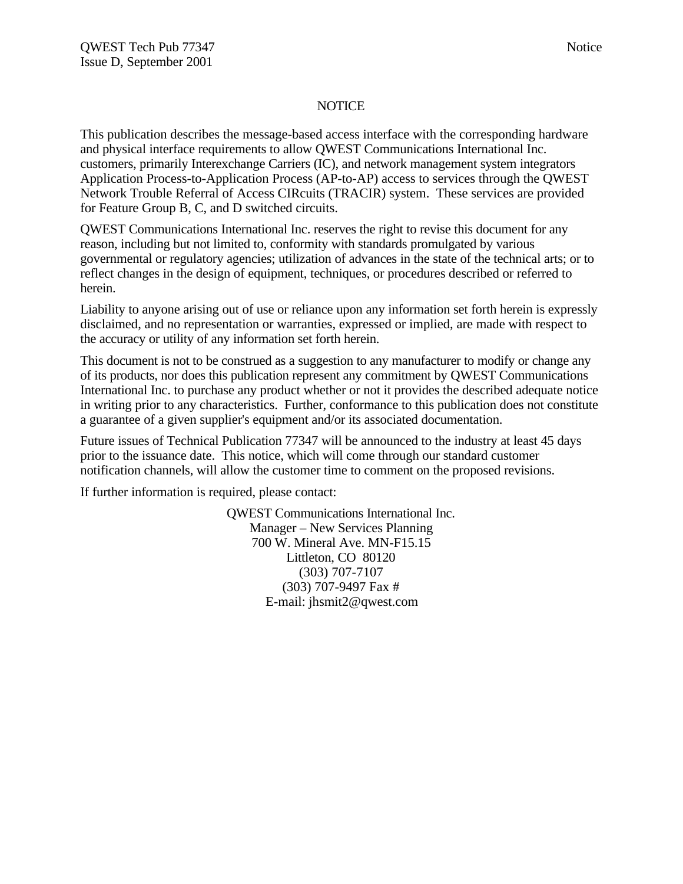# NOTICE

This publication describes the message-based access interface with the corresponding hardware and physical interface requirements to allow QWEST Communications International Inc. customers, primarily Interexchange Carriers (IC), and network management system integrators Application Process-to-Application Process (AP-to-AP) access to services through the QWEST Network Trouble Referral of Access CIRcuits (TRACIR) system. These services are provided for Feature Group B, C, and D switched circuits.

QWEST Communications International Inc. reserves the right to revise this document for any reason, including but not limited to, conformity with standards promulgated by various governmental or regulatory agencies; utilization of advances in the state of the technical arts; or to reflect changes in the design of equipment, techniques, or procedures described or referred to herein.

Liability to anyone arising out of use or reliance upon any information set forth herein is expressly disclaimed, and no representation or warranties, expressed or implied, are made with respect to the accuracy or utility of any information set forth herein.

This document is not to be construed as a suggestion to any manufacturer to modify or change any of its products, nor does this publication represent any commitment by QWEST Communications International Inc. to purchase any product whether or not it provides the described adequate notice in writing prior to any characteristics. Further, conformance to this publication does not constitute a guarantee of a given supplier's equipment and/or its associated documentation.

Future issues of Technical Publication 77347 will be announced to the industry at least 45 days prior to the issuance date. This notice, which will come through our standard customer notification channels, will allow the customer time to comment on the proposed revisions.

If further information is required, please contact:

QWEST Communications International Inc.
Manager – New Services Planning
700 W. Mineral Ave. MN-F15.15
Littleton, CO 80120
(303) 707-7107
(303) 707-9497 Fax #
E-mail: jhsmit2@qwest.com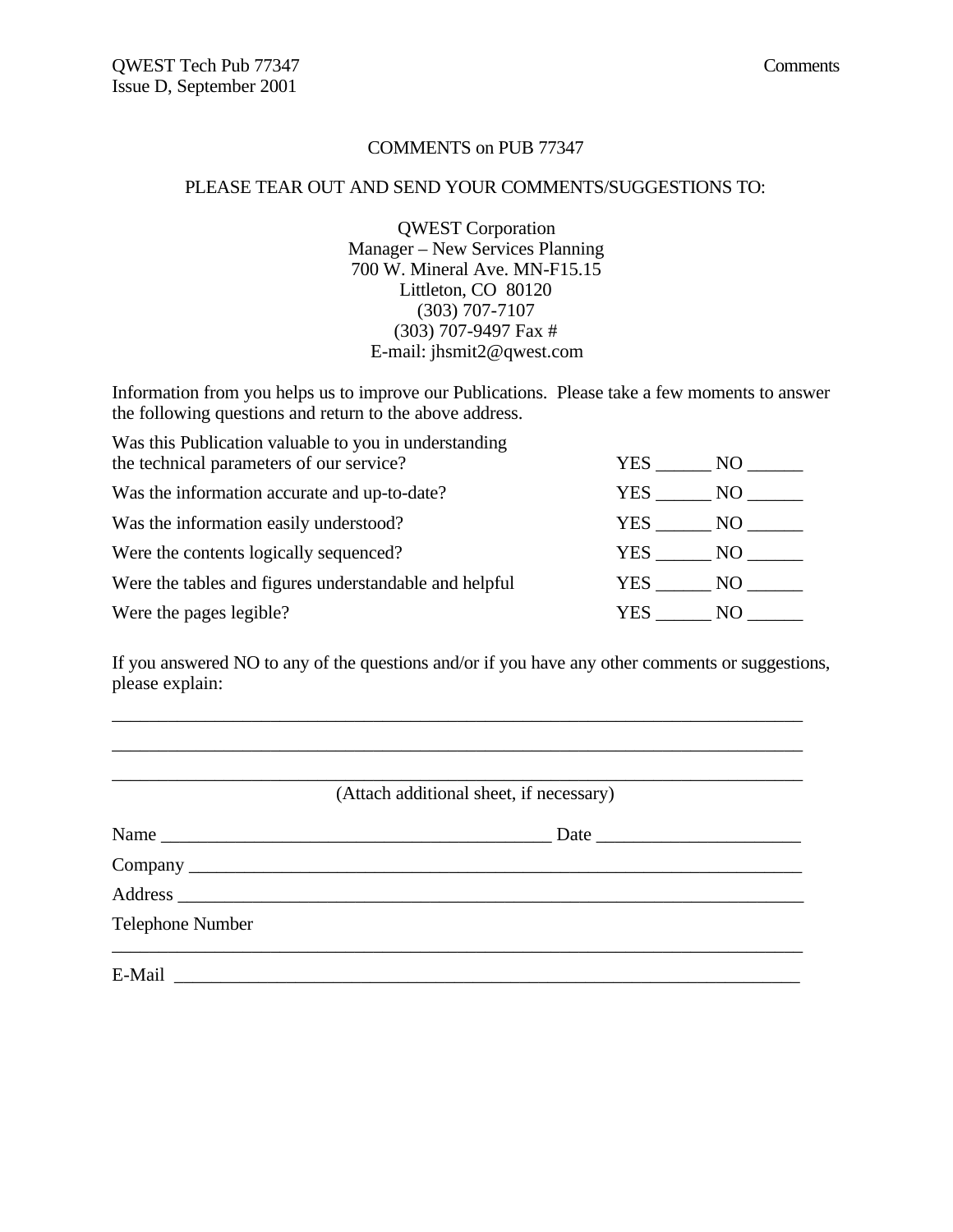COMMENTS on PUB 77347

PLEASE TEAR OUT AND SEND YOUR COMMENTS/SUGGESTIONS TO:

QWEST Corporation
Manager – New Services Planning
700 W. Mineral Ave. MN-F15.15
Littleton, CO 80120
(303) 707-7107
(303) 707-9497 Fax #
E-mail: jhsmit2@qwest.com

Information from you helps us to improve our Publications. Please take a few moments to answer the following questions and return to the above address.

| | |
|---|---|
| Was this Publication valuable to you in understanding the technical parameters of our service? | YES ______ NO ______ |
| Was the information accurate and up-to-date? | YES ______ NO ______ |
| Was the information easily understood? | YES ______ NO ______ |
| Were the contents logically sequenced? | YES ______ NO ______ |
| Were the tables and figures understandable and helpful | YES ______ NO ______ |
| Were the pages legible? | YES ______ NO ______ |

If you answered NO to any of the questions and/or if you have any other comments or suggestions, please explain:

_____________________________________________________________________________

_____________________________________________________________________________

_____________________________________________________________________________

(Attach additional sheet, if necessary)

Name ___________________________________________ Date ______________________

Company _____________________________________________________________________

Address ______________________________________________________________________

Telephone Number

_____________________________________________________________________________

E-Mail ______________________________________________________________________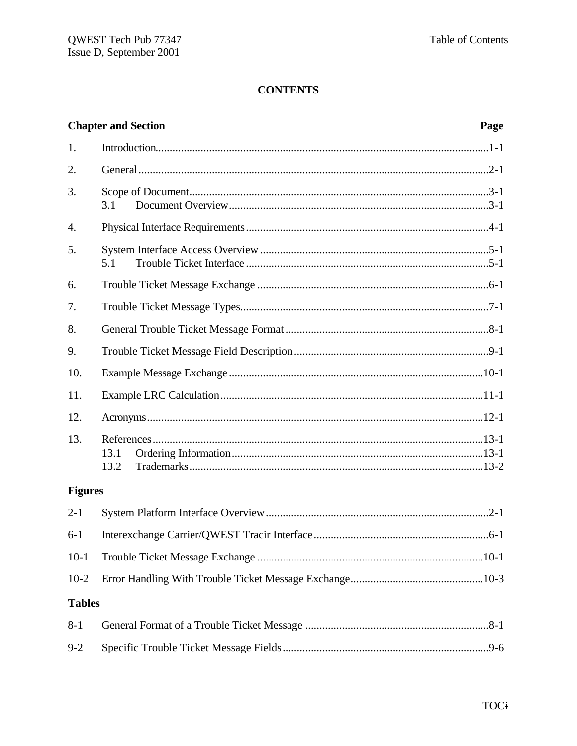# CONTENTS

| Chapter and Section | | Page |
|---|---|---|
| 1. | Introduction | 1-1 |
| 2. | General | 2-1 |
| 3. | Scope of Document | 3-1 |
| | 3.1 Document Overview | 3-1 |
| 4. | Physical Interface Requirements | 4-1 |
| 5. | System Interface Access Overview | 5-1 |
| | 5.1 Trouble Ticket Interface | 5-1 |
| 6. | Trouble Ticket Message Exchange | 6-1 |
| 7. | Trouble Ticket Message Types | 7-1 |
| 8. | General Trouble Ticket Message Format | 8-1 |
| 9. | Trouble Ticket Message Field Description | 9-1 |
| 10. | Example Message Exchange | 10-1 |
| 11. | Example LRC Calculation | 11-1 |
| 12. | Acronyms | 12-1 |
| 13. | References | 13-1 |
| | 13.1 Ordering Information | 13-1 |
| | 13.2 Trademarks | 13-2 |

## Figures

| | | |
|---|---|---|
| 2-1 | System Platform Interface Overview | 2-1 |
| 6-1 | Interexchange Carrier/QWEST Tracir Interface | 6-1 |
| 10-1 | Trouble Ticket Message Exchange | 10-1 |
| 10-2 | Error Handling With Trouble Ticket Message Exchange | 10-3 |

## Tables

| | | |
|---|---|---|
| 8-1 | General Format of a Trouble Ticket Message | 8-1 |
| 9-2 | Specific Trouble Ticket Message Fields | 9-6 |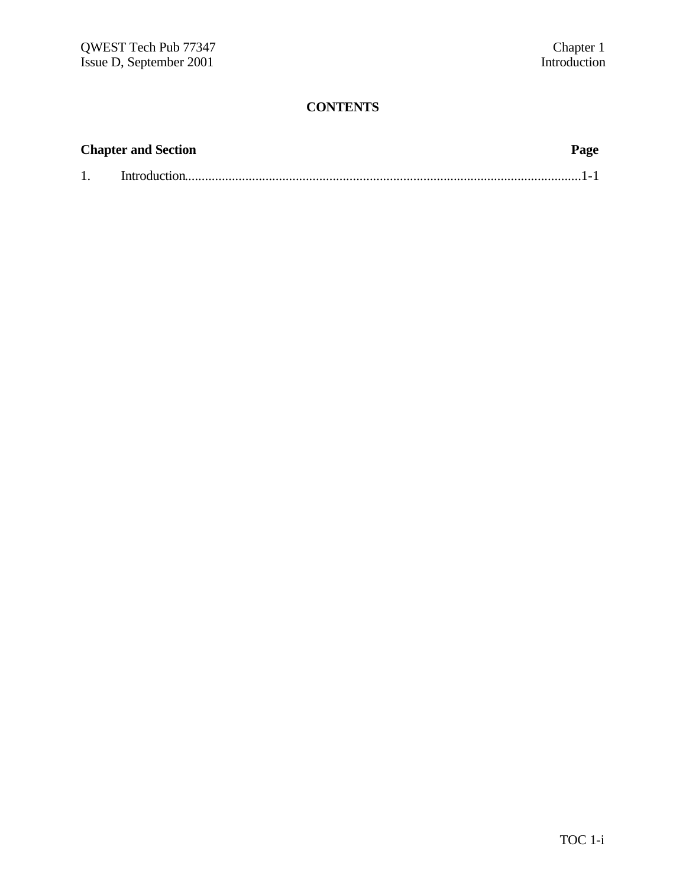# CONTENTS

| Chapter and Section | Page |
| --- | --- |
| 1. Introduction | 1-1 |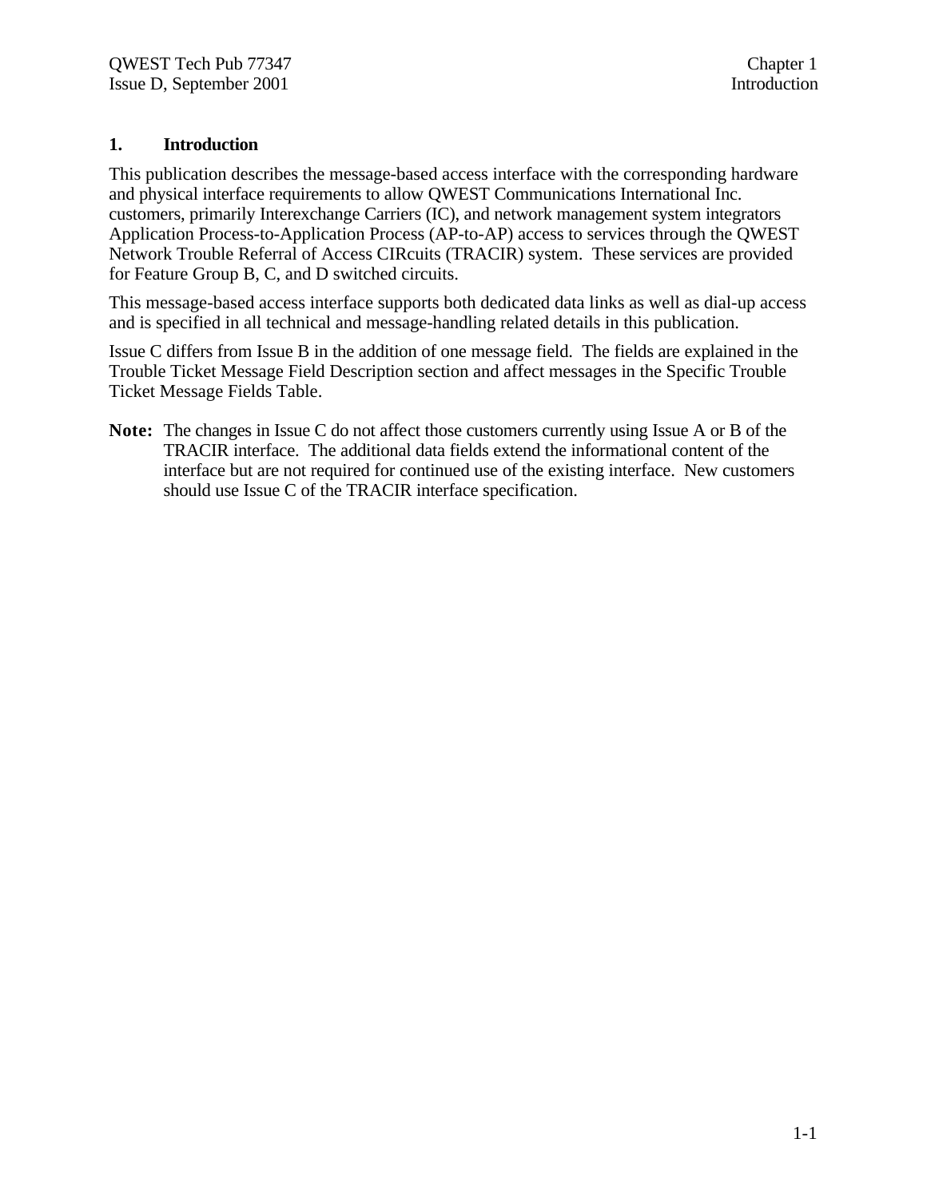# 1. Introduction

This publication describes the message-based access interface with the corresponding hardware and physical interface requirements to allow QWEST Communications International Inc. customers, primarily Interexchange Carriers (IC), and network management system integrators Application Process-to-Application Process (AP-to-AP) access to services through the QWEST Network Trouble Referral of Access CIRcuits (TRACIR) system. These services are provided for Feature Group B, C, and D switched circuits.

This message-based access interface supports both dedicated data links as well as dial-up access and is specified in all technical and message-handling related details in this publication.

Issue C differs from Issue B in the addition of one message field. The fields are explained in the Trouble Ticket Message Field Description section and affect messages in the Specific Trouble Ticket Message Fields Table.

**Note:** The changes in Issue C do not affect those customers currently using Issue A or B of the TRACIR interface. The additional data fields extend the informational content of the interface but are not required for continued use of the existing interface. New customers should use Issue C of the TRACIR interface specification.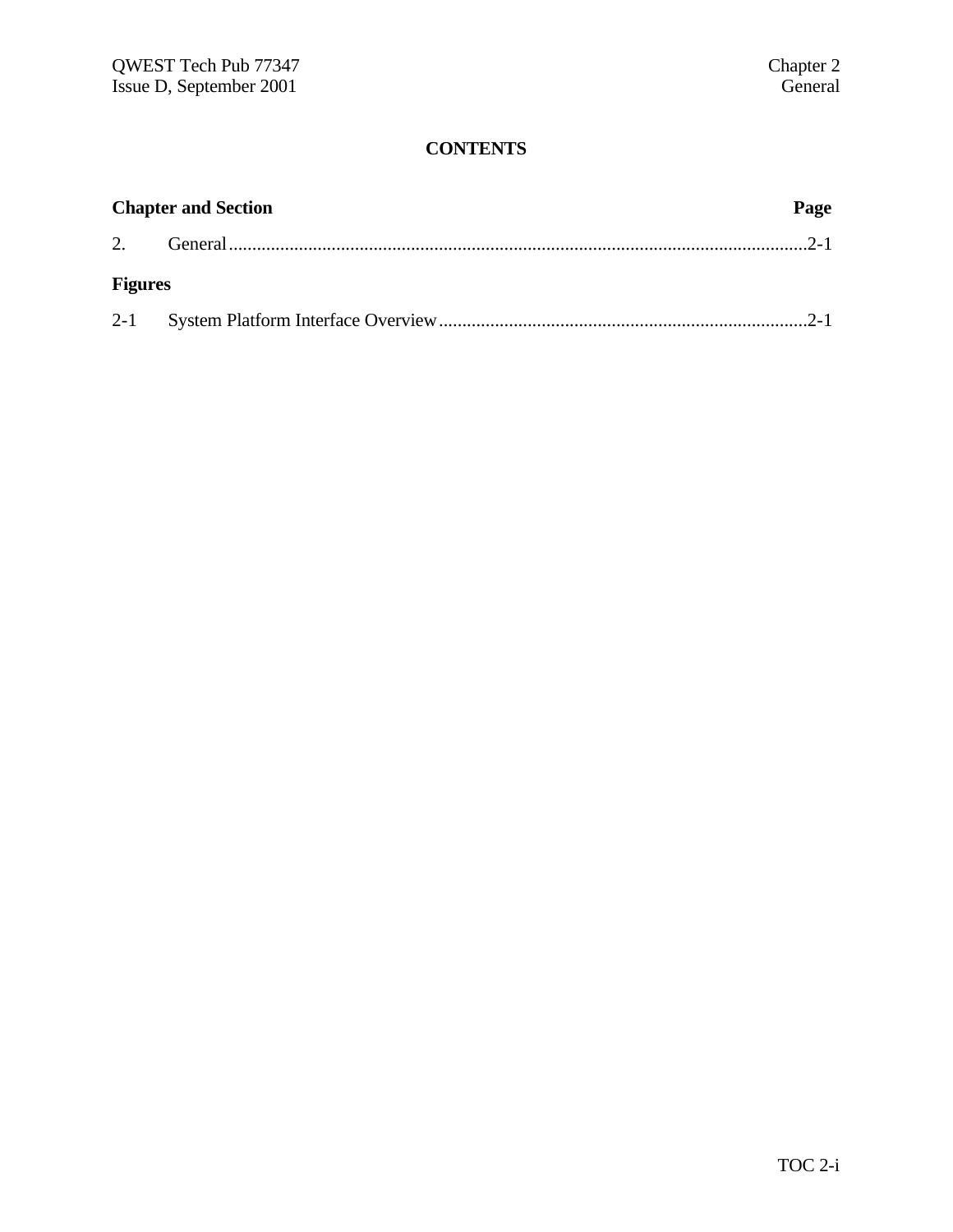# CONTENTS

| Chapter and Section | | Page |
|---|---|---|
| 2. | General | 2-1 |

**Figures**

| | | |
|---|---|---|
| 2-1 | System Platform Interface Overview | 2-1 |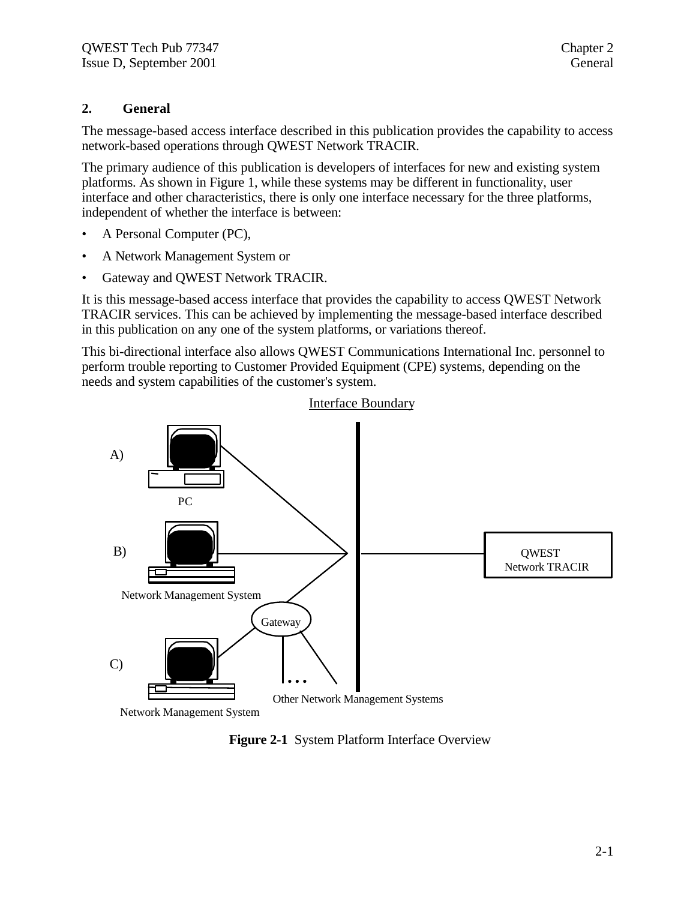## 2. General

The message-based access interface described in this publication provides the capability to access network-based operations through QWEST Network TRACIR.

The primary audience of this publication is developers of interfaces for new and existing system platforms. As shown in Figure 1, while these systems may be different in functionality, user interface and other characteristics, there is only one interface necessary for the three platforms, independent of whether the interface is between:

- A Personal Computer (PC),
- A Network Management System or
- Gateway and QWEST Network TRACIR.

It is this message-based access interface that provides the capability to access QWEST Network TRACIR services. This can be achieved by implementing the message-based interface described in this publication on any one of the system platforms, or variations thereof.

This bi-directional interface also allows QWEST Communications International Inc. personnel to perform trouble reporting to Customer Provided Equipment (CPE) systems, depending on the needs and system capabilities of the customer's system.

Interface Boundary

A) PC

B) Network Management System

C) Network Management System

Gateway

Other Network Management Systems

QWEST Network TRACIR

**Figure 2-1** System Platform Interface Overview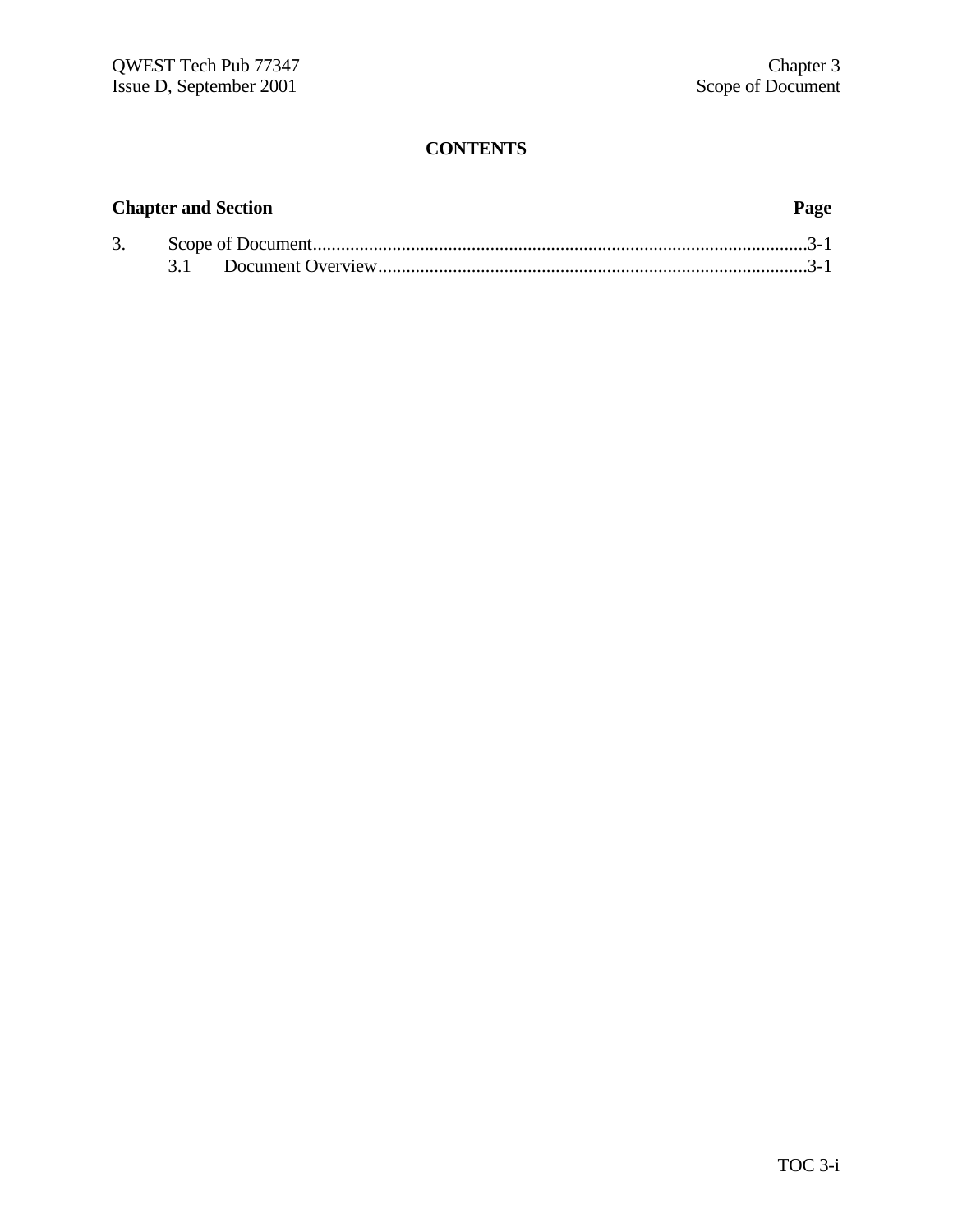## CONTENTS

| Chapter and Section | Page |
|---|---|
| 3. Scope of Document | 3-1 |
| 3.1 Document Overview | 3-1 |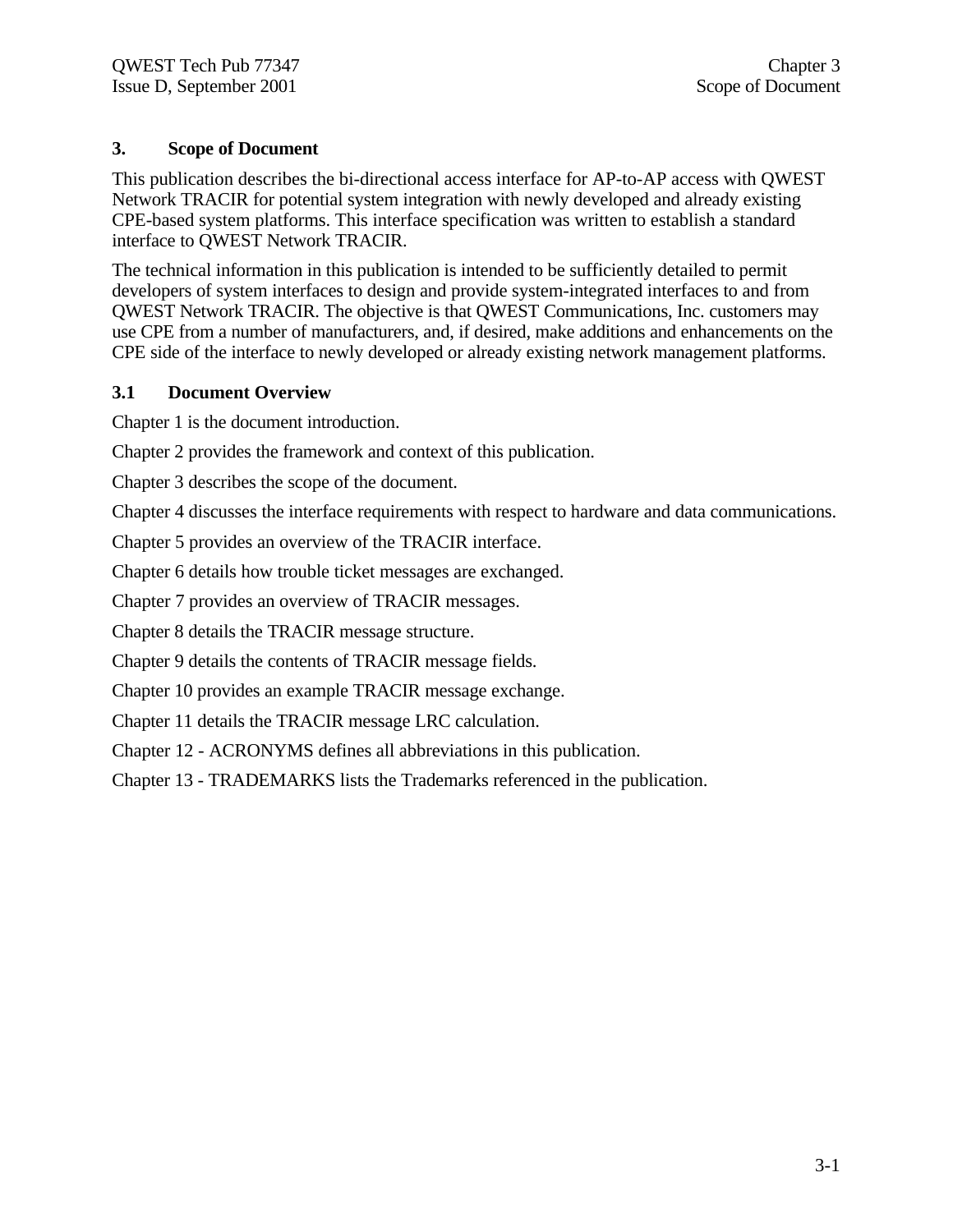## 3. Scope of Document

This publication describes the bi-directional access interface for AP-to-AP access with QWEST Network TRACIR for potential system integration with newly developed and already existing CPE-based system platforms. This interface specification was written to establish a standard interface to QWEST Network TRACIR.

The technical information in this publication is intended to be sufficiently detailed to permit developers of system interfaces to design and provide system-integrated interfaces to and from QWEST Network TRACIR. The objective is that QWEST Communications, Inc. customers may use CPE from a number of manufacturers, and, if desired, make additions and enhancements on the CPE side of the interface to newly developed or already existing network management platforms.

### 3.1 Document Overview

Chapter 1 is the document introduction.

Chapter 2 provides the framework and context of this publication.

Chapter 3 describes the scope of the document.

Chapter 4 discusses the interface requirements with respect to hardware and data communications.

Chapter 5 provides an overview of the TRACIR interface.

Chapter 6 details how trouble ticket messages are exchanged.

Chapter 7 provides an overview of TRACIR messages.

Chapter 8 details the TRACIR message structure.

Chapter 9 details the contents of TRACIR message fields.

Chapter 10 provides an example TRACIR message exchange.

Chapter 11 details the TRACIR message LRC calculation.

Chapter 12 - ACRONYMS defines all abbreviations in this publication.

Chapter 13 - TRADEMARKS lists the Trademarks referenced in the publication.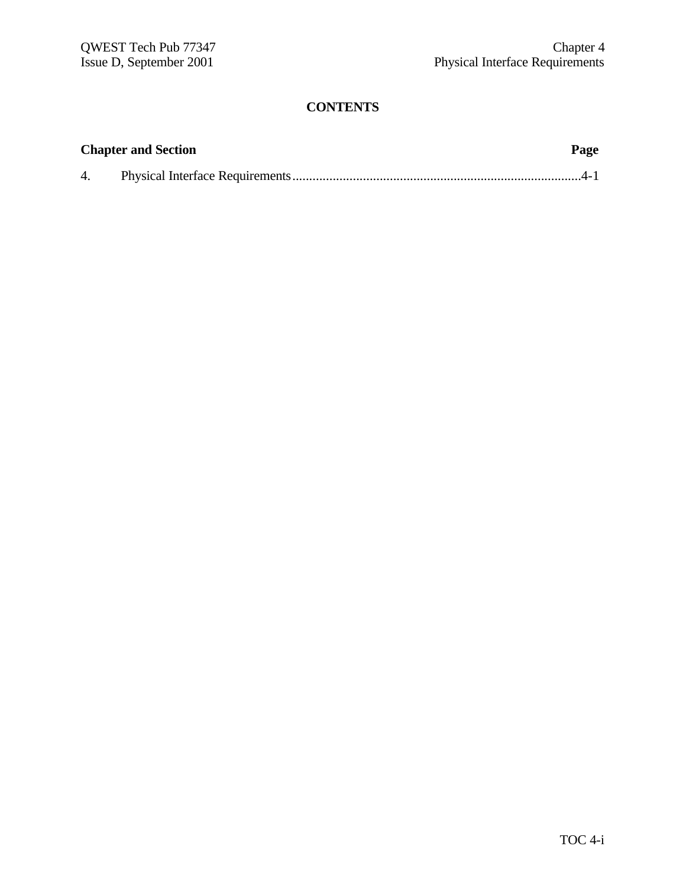# CONTENTS

| Chapter and Section | | Page |
| --- | --- | --- |
| 4. | Physical Interface Requirements | 4-1 |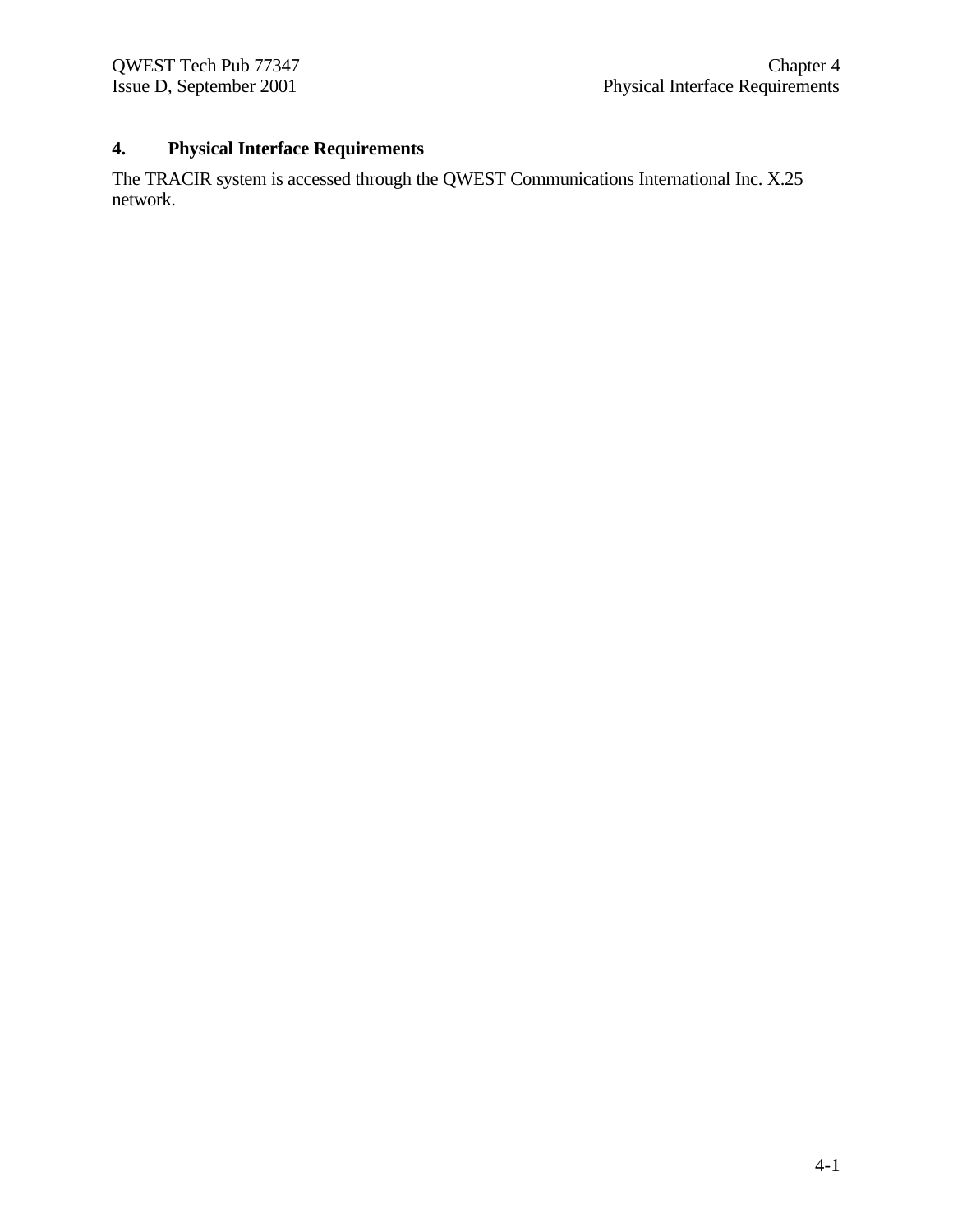# 4. Physical Interface Requirements

The TRACIR system is accessed through the QWEST Communications International Inc. X.25 network.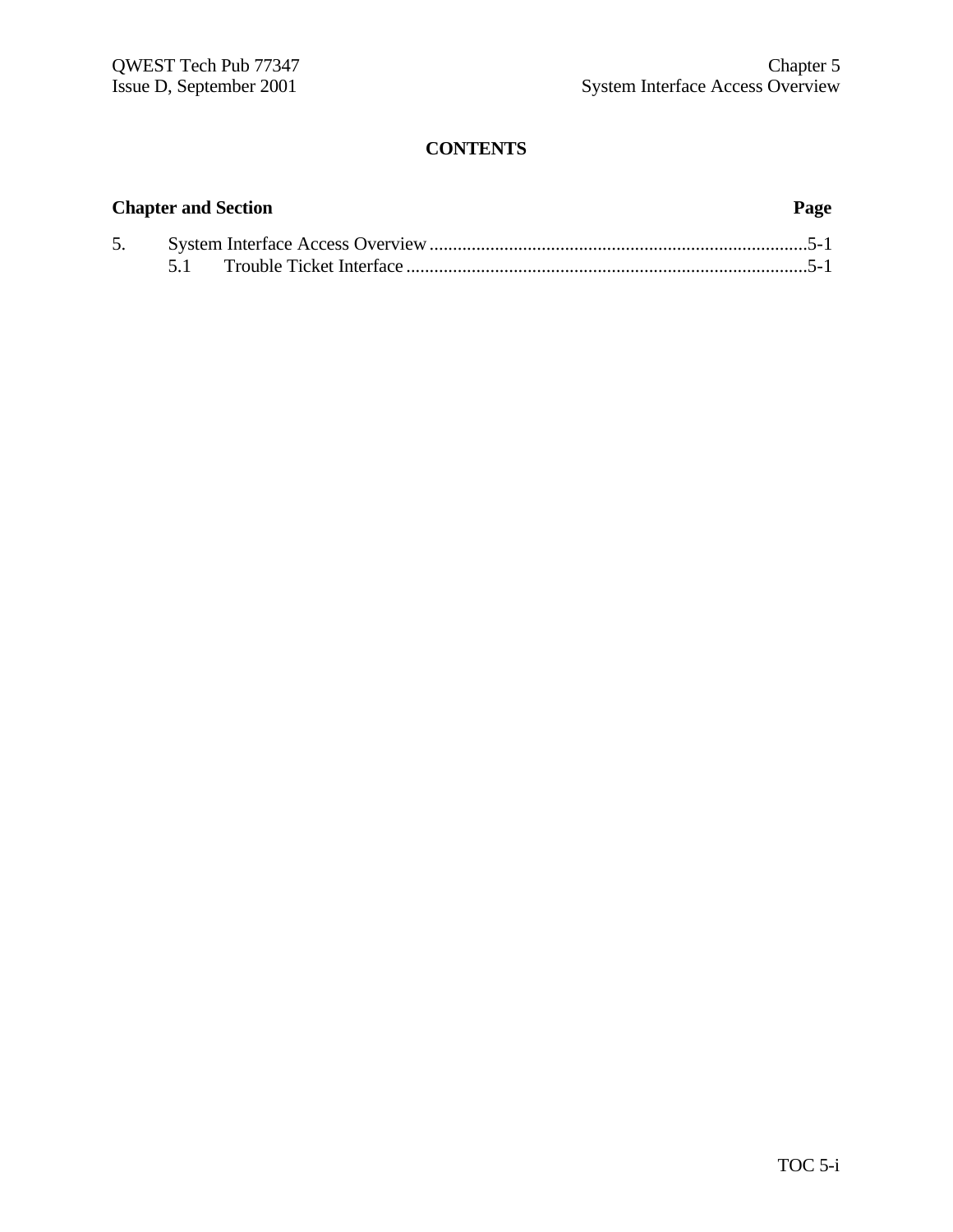**CONTENTS**

| Chapter and Section | Page |
|---|---|
| 5. System Interface Access Overview | 5-1 |
| 5.1 Trouble Ticket Interface | 5-1 |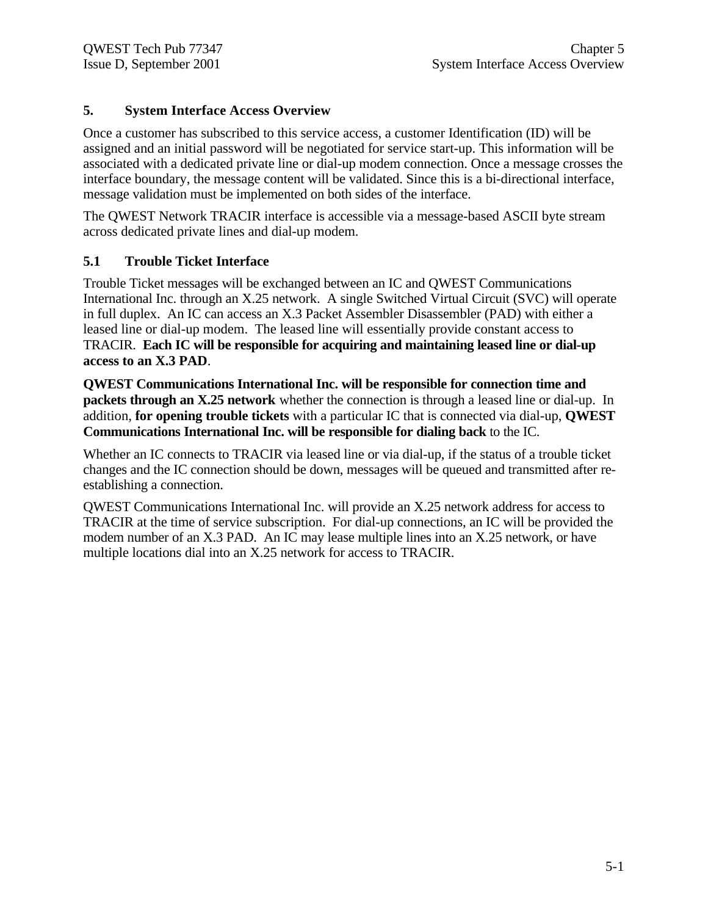# 5. System Interface Access Overview

Once a customer has subscribed to this service access, a customer Identification (ID) will be assigned and an initial password will be negotiated for service start-up. This information will be associated with a dedicated private line or dial-up modem connection. Once a message crosses the interface boundary, the message content will be validated. Since this is a bi-directional interface, message validation must be implemented on both sides of the interface.

The QWEST Network TRACIR interface is accessible via a message-based ASCII byte stream across dedicated private lines and dial-up modem.

## 5.1 Trouble Ticket Interface

Trouble Ticket messages will be exchanged between an IC and QWEST Communications International Inc. through an X.25 network. A single Switched Virtual Circuit (SVC) will operate in full duplex. An IC can access an X.3 Packet Assembler Disassembler (PAD) with either a leased line or dial-up modem. The leased line will essentially provide constant access to TRACIR. **Each IC will be responsible for acquiring and maintaining leased line or dial-up access to an X.3 PAD**.

**QWEST Communications International Inc. will be responsible for connection time and packets through an X.25 network** whether the connection is through a leased line or dial-up. In addition, **for opening trouble tickets** with a particular IC that is connected via dial-up, **QWEST Communications International Inc. will be responsible for dialing back** to the IC.

Whether an IC connects to TRACIR via leased line or via dial-up, if the status of a trouble ticket changes and the IC connection should be down, messages will be queued and transmitted after re-establishing a connection.

QWEST Communications International Inc. will provide an X.25 network address for access to TRACIR at the time of service subscription. For dial-up connections, an IC will be provided the modem number of an X.3 PAD. An IC may lease multiple lines into an X.25 network, or have multiple locations dial into an X.25 network for access to TRACIR.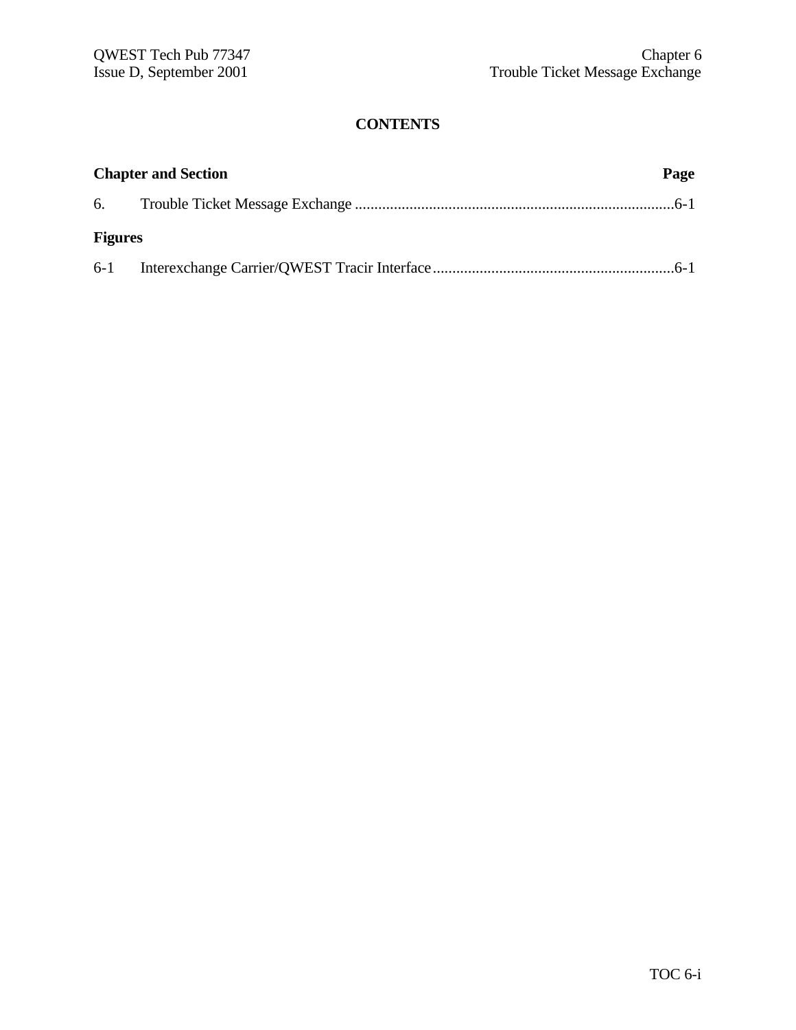# CONTENTS

**Chapter and Section** **Page**

6. Trouble Ticket Message Exchange ................................................................................6-1

**Figures**

6-1 Interexchange Carrier/QWEST Tracir Interface.............................................................6-1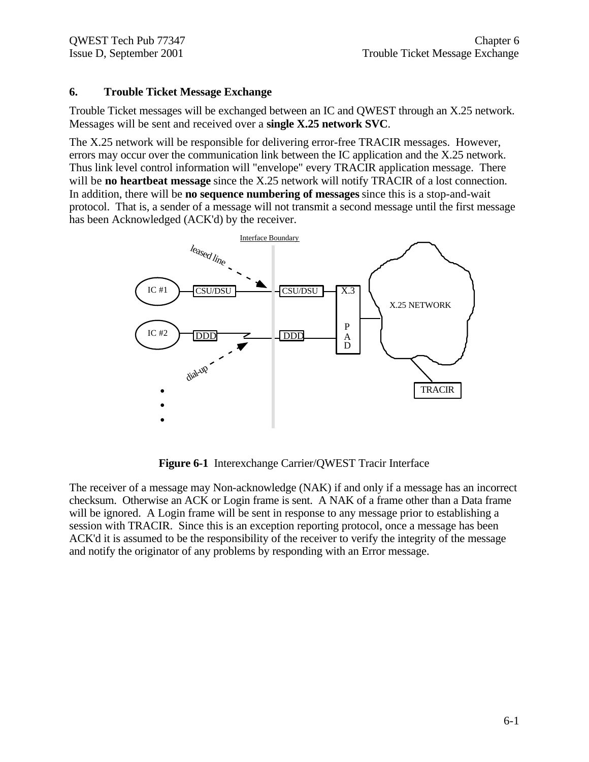# 6. Trouble Ticket Message Exchange

Trouble Ticket messages will be exchanged between an IC and QWEST through an X.25 network. Messages will be sent and received over a **single X.25 network SVC**.

The X.25 network will be responsible for delivering error-free TRACIR messages. However, errors may occur over the communication link between the IC application and the X.25 network. Thus link level control information will "envelope" every TRACIR application message. There will be **no heartbeat message** since the X.25 network will notify TRACIR of a lost connection. In addition, there will be **no sequence numbering of messages** since this is a stop-and-wait protocol. That is, a sender of a message will not transmit a second message until the first message has been Acknowledged (ACK'd) by the receiver.

**Figure 6-1** Interexchange Carrier/QWEST Tracir Interface

The receiver of a message may Non-acknowledge (NAK) if and only if a message has an incorrect checksum. Otherwise an ACK or Login frame is sent. A NAK of a frame other than a Data frame will be ignored. A Login frame will be sent in response to any message prior to establishing a session with TRACIR. Since this is an exception reporting protocol, once a message has been ACK'd it is assumed to be the responsibility of the receiver to verify the integrity of the message and notify the originator of any problems by responding with an Error message.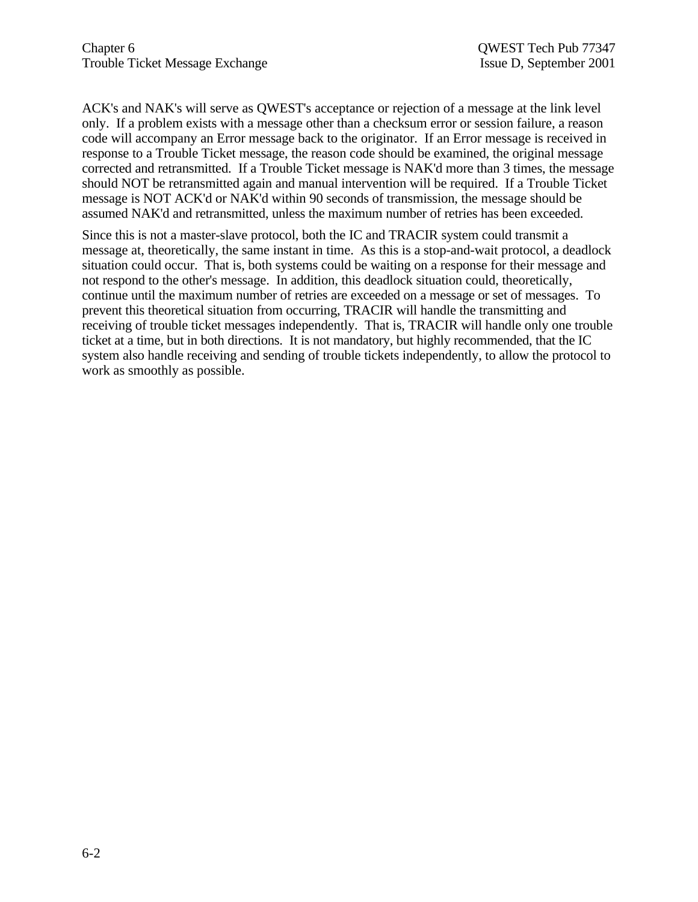ACK's and NAK's will serve as QWEST's acceptance or rejection of a message at the link level only. If a problem exists with a message other than a checksum error or session failure, a reason code will accompany an Error message back to the originator. If an Error message is received in response to a Trouble Ticket message, the reason code should be examined, the original message corrected and retransmitted. If a Trouble Ticket message is NAK'd more than 3 times, the message should NOT be retransmitted again and manual intervention will be required. If a Trouble Ticket message is NOT ACK'd or NAK'd within 90 seconds of transmission, the message should be assumed NAK'd and retransmitted, unless the maximum number of retries has been exceeded.

Since this is not a master-slave protocol, both the IC and TRACIR system could transmit a message at, theoretically, the same instant in time. As this is a stop-and-wait protocol, a deadlock situation could occur. That is, both systems could be waiting on a response for their message and not respond to the other's message. In addition, this deadlock situation could, theoretically, continue until the maximum number of retries are exceeded on a message or set of messages. To prevent this theoretical situation from occurring, TRACIR will handle the transmitting and receiving of trouble ticket messages independently. That is, TRACIR will handle only one trouble ticket at a time, but in both directions. It is not mandatory, but highly recommended, that the IC system also handle receiving and sending of trouble tickets independently, to allow the protocol to work as smoothly as possible.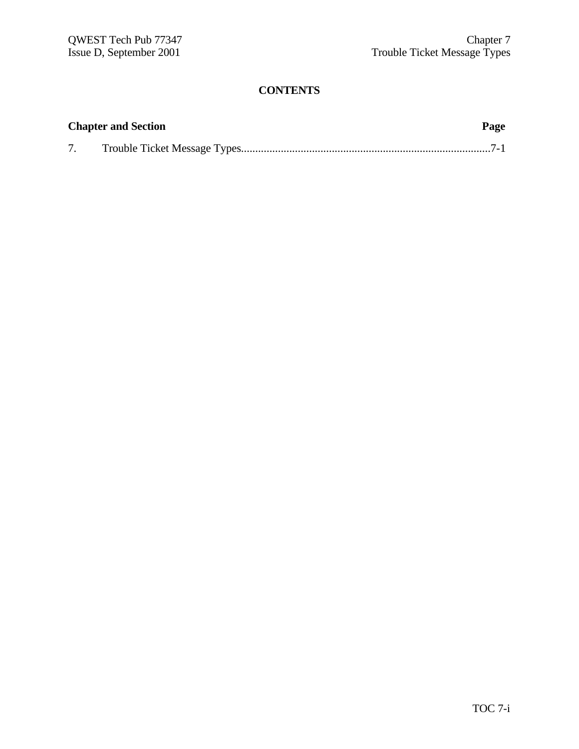# CONTENTS

| Chapter and Section | Page |
| --- | --- |
| 7. Trouble Ticket Message Types | 7-1 |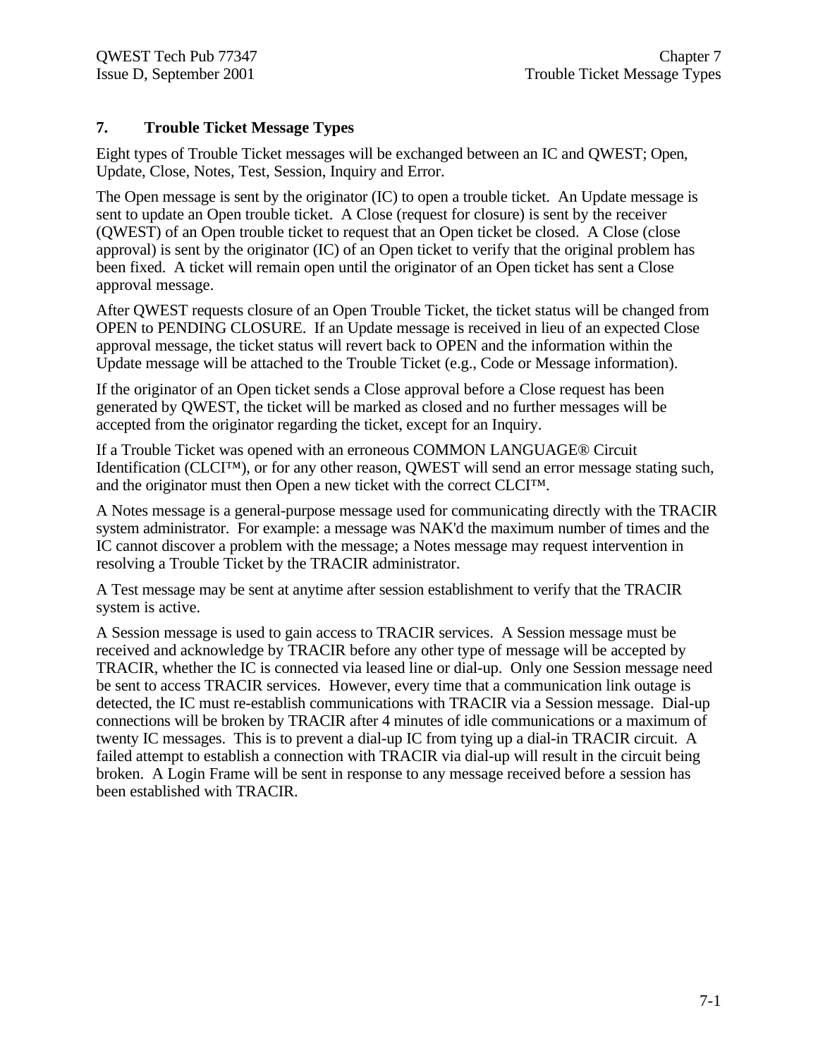# 7. Trouble Ticket Message Types

Eight types of Trouble Ticket messages will be exchanged between an IC and QWEST; Open, Update, Close, Notes, Test, Session, Inquiry and Error.

The Open message is sent by the originator (IC) to open a trouble ticket. An Update message is sent to update an Open trouble ticket. A Close (request for closure) is sent by the receiver (QWEST) of an Open trouble ticket to request that an Open ticket be closed. A Close (close approval) is sent by the originator (IC) of an Open ticket to verify that the original problem has been fixed. A ticket will remain open until the originator of an Open ticket has sent a Close approval message.

After QWEST requests closure of an Open Trouble Ticket, the ticket status will be changed from OPEN to PENDING CLOSURE. If an Update message is received in lieu of an expected Close approval message, the ticket status will revert back to OPEN and the information within the Update message will be attached to the Trouble Ticket (e.g., Code or Message information).

If the originator of an Open ticket sends a Close approval before a Close request has been generated by QWEST, the ticket will be marked as closed and no further messages will be accepted from the originator regarding the ticket, except for an Inquiry.

If a Trouble Ticket was opened with an erroneous COMMON LANGUAGE® Circuit Identification (CLCI™), or for any other reason, QWEST will send an error message stating such, and the originator must then Open a new ticket with the correct CLCI™.

A Notes message is a general-purpose message used for communicating directly with the TRACIR system administrator. For example: a message was NAK'd the maximum number of times and the IC cannot discover a problem with the message; a Notes message may request intervention in resolving a Trouble Ticket by the TRACIR administrator.

A Test message may be sent at anytime after session establishment to verify that the TRACIR system is active.

A Session message is used to gain access to TRACIR services. A Session message must be received and acknowledge by TRACIR before any other type of message will be accepted by TRACIR, whether the IC is connected via leased line or dial-up. Only one Session message need be sent to access TRACIR services. However, every time that a communication link outage is detected, the IC must re-establish communications with TRACIR via a Session message. Dial-up connections will be broken by TRACIR after 4 minutes of idle communications or a maximum of twenty IC messages. This is to prevent a dial-up IC from tying up a dial-in TRACIR circuit. A failed attempt to establish a connection with TRACIR via dial-up will result in the circuit being broken. A Login Frame will be sent in response to any message received before a session has been established with TRACIR.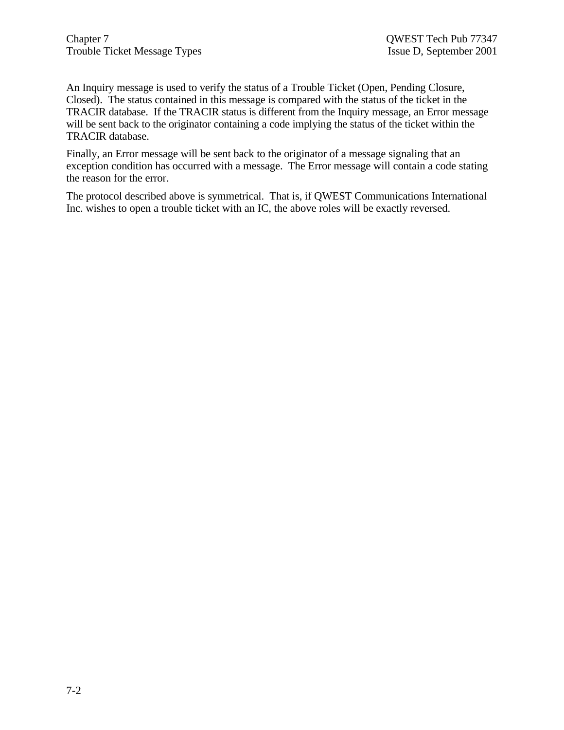An Inquiry message is used to verify the status of a Trouble Ticket (Open, Pending Closure, Closed). The status contained in this message is compared with the status of the ticket in the TRACIR database. If the TRACIR status is different from the Inquiry message, an Error message will be sent back to the originator containing a code implying the status of the ticket within the TRACIR database.

Finally, an Error message will be sent back to the originator of a message signaling that an exception condition has occurred with a message. The Error message will contain a code stating the reason for the error.

The protocol described above is symmetrical. That is, if QWEST Communications International Inc. wishes to open a trouble ticket with an IC, the above roles will be exactly reversed.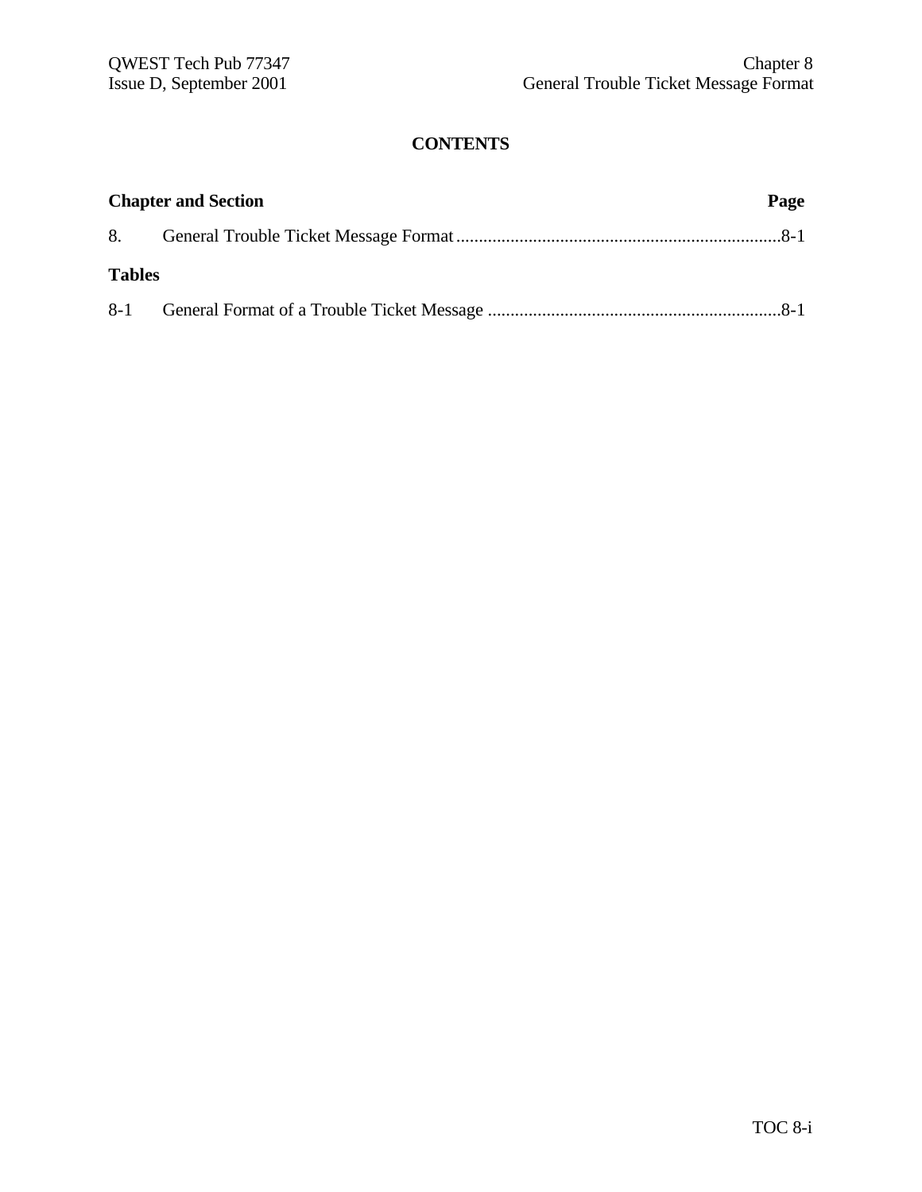# CONTENTS

**Chapter and Section** **Page**

8. General Trouble Ticket Message Format........................................................................8-1

**Tables**

8-1 General Format of a Trouble Ticket Message .................................................................8-1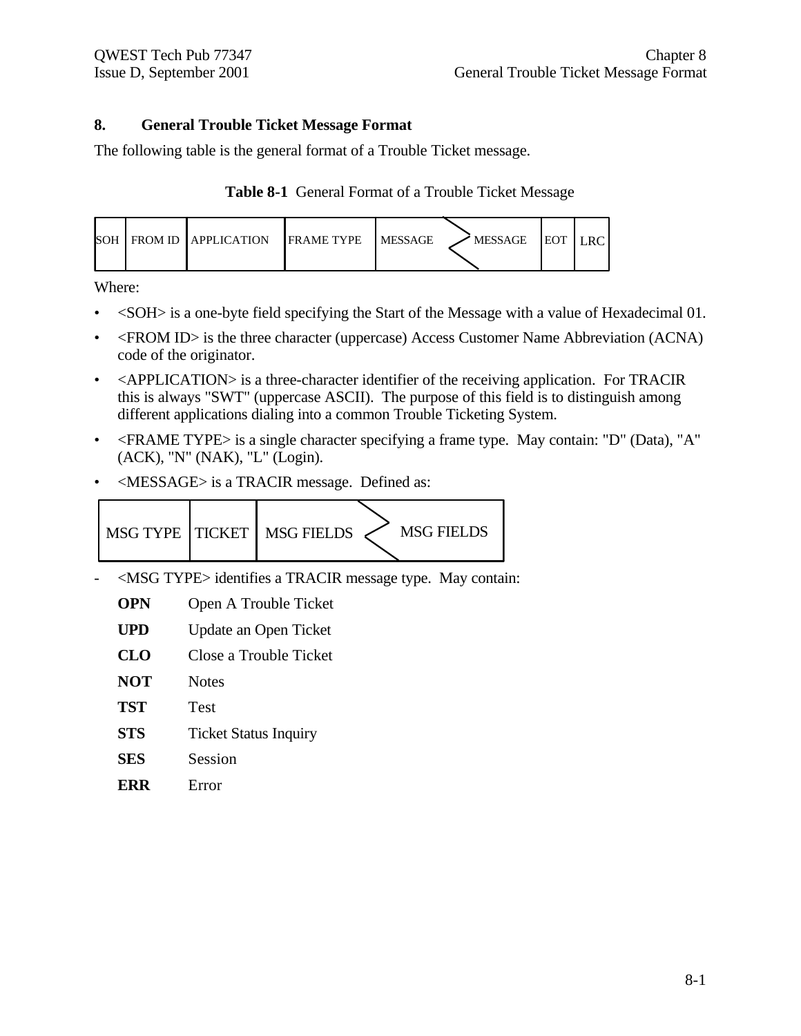# 8. General Trouble Ticket Message Format

The following table is the general format of a Trouble Ticket message.

**Table 8-1** General Format of a Trouble Ticket Message

| SOH | FROM ID | APPLICATION | FRAME TYPE | MESSAGE ... MESSAGE | EOT | LRC |
|---|---|---|---|---|---|---|

Where:

- <SOH> is a one-byte field specifying the Start of the Message with a value of Hexadecimal 01.
- <FROM ID> is the three character (uppercase) Access Customer Name Abbreviation (ACNA) code of the originator.
- <APPLICATION> is a three-character identifier of the receiving application. For TRACIR this is always "SWT" (uppercase ASCII). The purpose of this field is to distinguish among different applications dialing into a common Trouble Ticketing System.
- <FRAME TYPE> is a single character specifying a frame type. May contain: "D" (Data), "A" (ACK), "N" (NAK), "L" (Login).
- <MESSAGE> is a TRACIR message. Defined as:

| MSG TYPE | TICKET | MSG FIELDS ... MSG FIELDS |
|---|---|---|

- <MSG TYPE> identifies a TRACIR message type. May contain:

  **OPN** Open A Trouble Ticket

  **UPD** Update an Open Ticket

  **CLO** Close a Trouble Ticket

  **NOT** Notes

  **TST** Test

  **STS** Ticket Status Inquiry

  **SES** Session

  **ERR** Error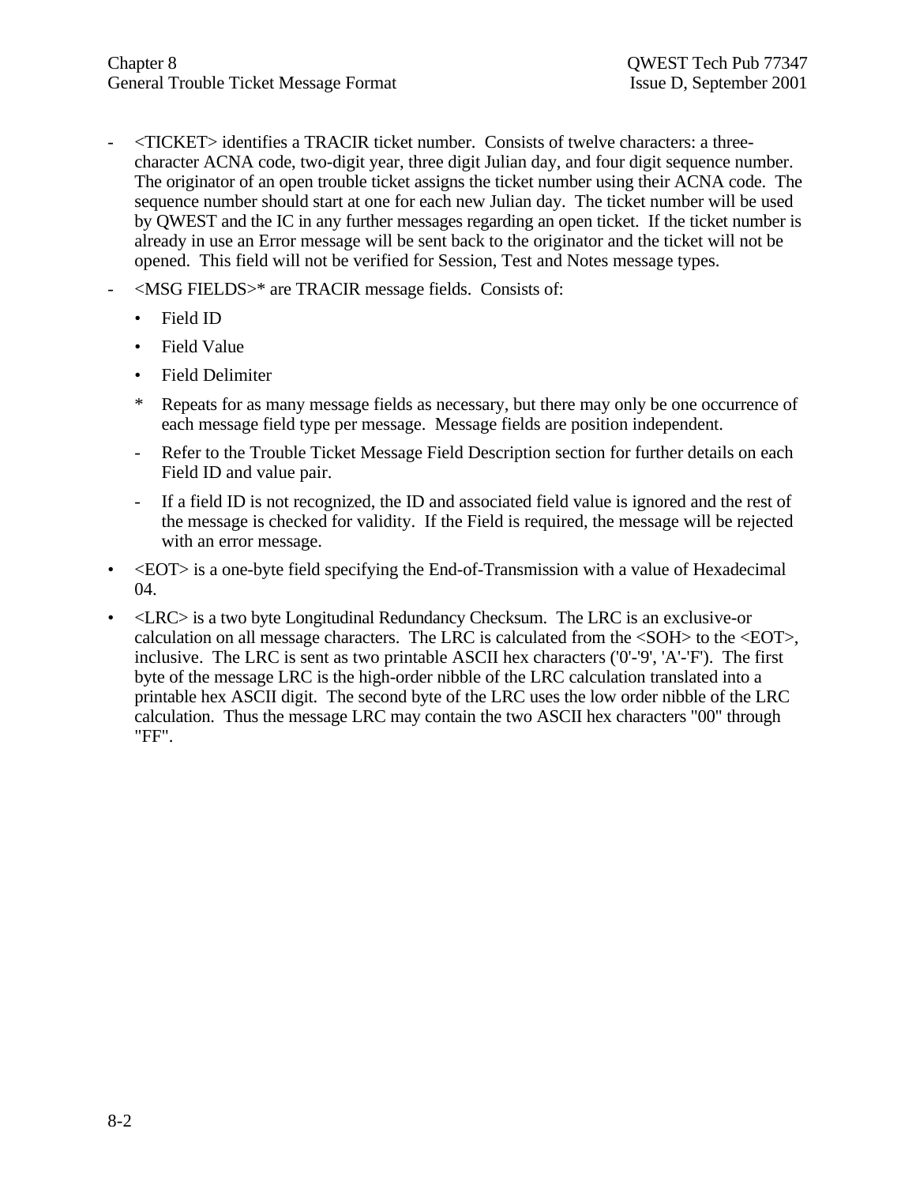- <TICKET> identifies a TRACIR ticket number. Consists of twelve characters: a three-character ACNA code, two-digit year, three digit Julian day, and four digit sequence number. The originator of an open trouble ticket assigns the ticket number using their ACNA code. The sequence number should start at one for each new Julian day. The ticket number will be used by QWEST and the IC in any further messages regarding an open ticket. If the ticket number is already in use an Error message will be sent back to the originator and the ticket will not be opened. This field will not be verified for Session, Test and Notes message types.
- <MSG FIELDS>* are TRACIR message fields. Consists of:
  - Field ID
  - Field Value
  - Field Delimiter

  \* Repeats for as many message fields as necessary, but there may only be one occurrence of each message field type per message. Message fields are position independent.

  - Refer to the Trouble Ticket Message Field Description section for further details on each Field ID and value pair.
  - If a field ID is not recognized, the ID and associated field value is ignored and the rest of the message is checked for validity. If the Field is required, the message will be rejected with an error message.

- <EOT> is a one-byte field specifying the End-of-Transmission with a value of Hexadecimal 04.
- <LRC> is a two byte Longitudinal Redundancy Checksum. The LRC is an exclusive-or calculation on all message characters. The LRC is calculated from the <SOH> to the <EOT>, inclusive. The LRC is sent as two printable ASCII hex characters ('0'-'9', 'A'-'F'). The first byte of the message LRC is the high-order nibble of the LRC calculation translated into a printable hex ASCII digit. The second byte of the LRC uses the low order nibble of the LRC calculation. Thus the message LRC may contain the two ASCII hex characters "00" through "FF".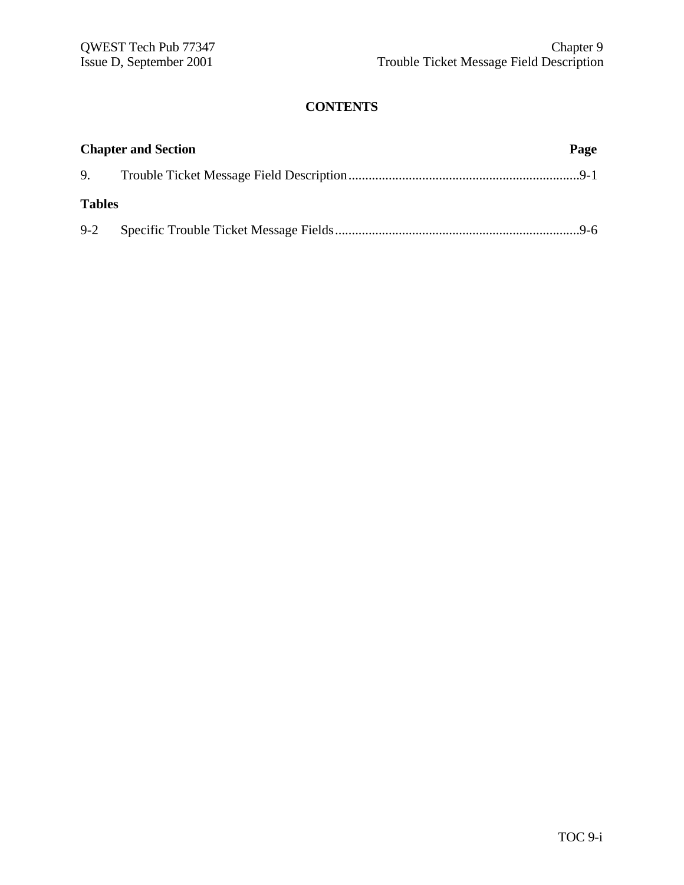# CONTENTS

| Chapter and Section | | Page |
|---|---|---|
| 9. | Trouble Ticket Message Field Description | 9-1 |

**Tables**

| | | |
|---|---|---|
| 9-2 | Specific Trouble Ticket Message Fields | 9-6 |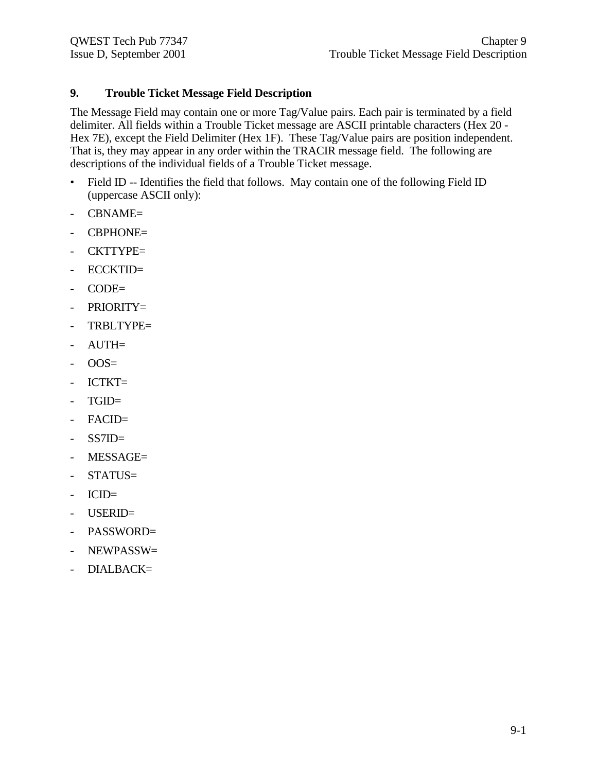# 9. Trouble Ticket Message Field Description

The Message Field may contain one or more Tag/Value pairs. Each pair is terminated by a field delimiter. All fields within a Trouble Ticket message are ASCII printable characters (Hex 20 - Hex 7E), except the Field Delimiter (Hex 1F). These Tag/Value pairs are position independent. That is, they may appear in any order within the TRACIR message field. The following are descriptions of the individual fields of a Trouble Ticket message.

- Field ID -- Identifies the field that follows. May contain one of the following Field ID (uppercase ASCII only):

- CBNAME=
- CBPHONE=
- CKTTYPE=
- ECCKTID=
- CODE=
- PRIORITY=
- TRBLTYPE=
- AUTH=
- OOS=
- ICTKT=
- TGID=
- FACID=
- SS7ID=
- MESSAGE=
- STATUS=
- ICID=
- USERID=
- PASSWORD=
- NEWPASSW=
- DIALBACK=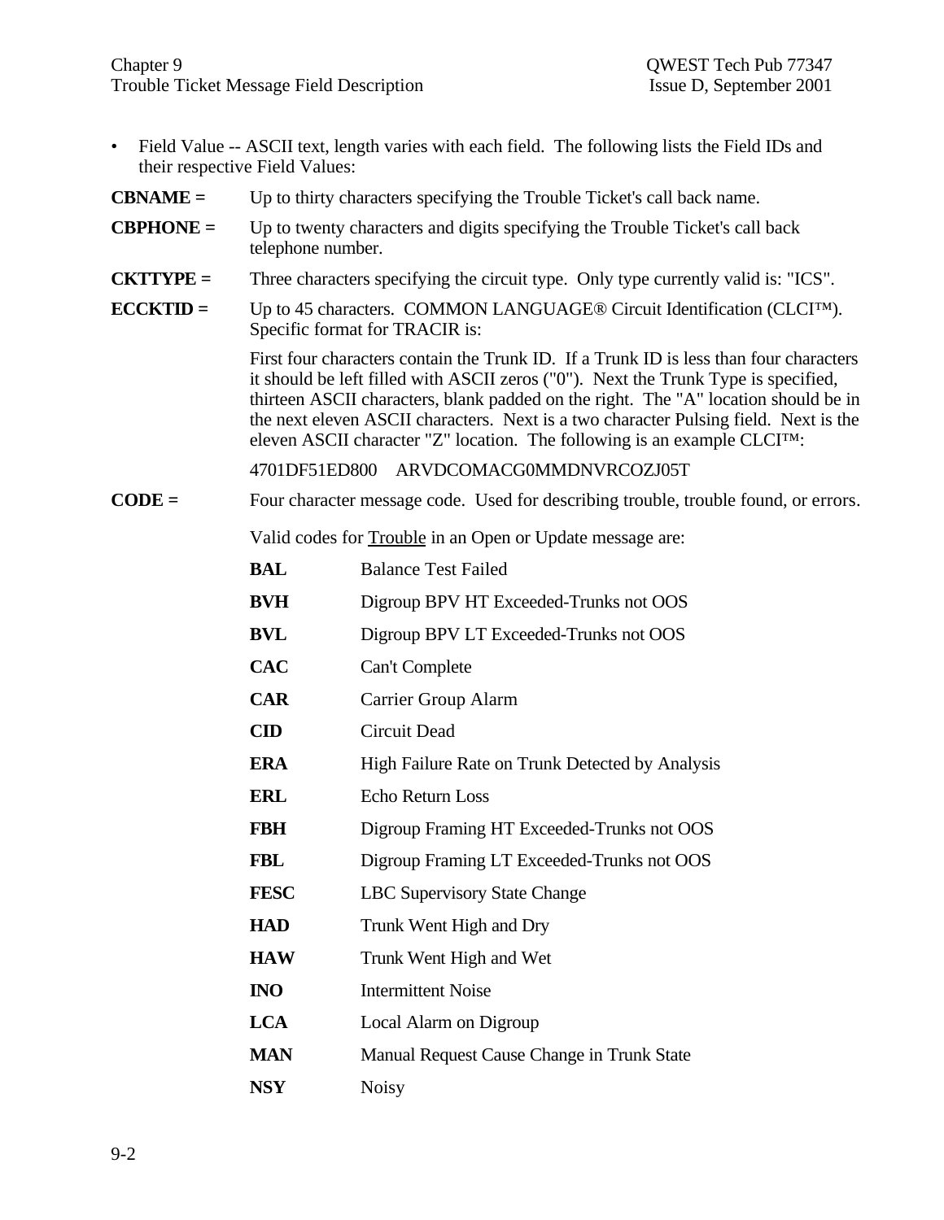- Field Value -- ASCII text, length varies with each field. The following lists the Field IDs and their respective Field Values:

**CBNAME =** Up to thirty characters specifying the Trouble Ticket's call back name.

**CBPHONE =** Up to twenty characters and digits specifying the Trouble Ticket's call back telephone number.

**CKTTYPE =** Three characters specifying the circuit type. Only type currently valid is: "ICS".

**ECCKTID =** Up to 45 characters. COMMON LANGUAGE® Circuit Identification (CLCI™). Specific format for TRACIR is:

First four characters contain the Trunk ID. If a Trunk ID is less than four characters it should be left filled with ASCII zeros ("0"). Next the Trunk Type is specified, thirteen ASCII characters, blank padded on the right. The "A" location should be in the next eleven ASCII characters. Next is a two character Pulsing field. Next is the eleven ASCII character "Z" location. The following is an example CLCI™:

4701DF51ED800    ARVDCOMACG0MMDNVRCOZJ05T

**CODE =** Four character message code. Used for describing trouble, trouble found, or errors.

Valid codes for <u>Trouble</u> in an Open or Update message are:

| Code | Description |
|---|---|
| **BAL** | Balance Test Failed |
| **BVH** | Digroup BPV HT Exceeded-Trunks not OOS |
| **BVL** | Digroup BPV LT Exceeded-Trunks not OOS |
| **CAC** | Can't Complete |
| **CAR** | Carrier Group Alarm |
| **CID** | Circuit Dead |
| **ERA** | High Failure Rate on Trunk Detected by Analysis |
| **ERL** | Echo Return Loss |
| **FBH** | Digroup Framing HT Exceeded-Trunks not OOS |
| **FBL** | Digroup Framing LT Exceeded-Trunks not OOS |
| **FESC** | LBC Supervisory State Change |
| **HAD** | Trunk Went High and Dry |
| **HAW** | Trunk Went High and Wet |
| **INO** | Intermittent Noise |
| **LCA** | Local Alarm on Digroup |
| **MAN** | Manual Request Cause Change in Trunk State |
| **NSY** | Noisy |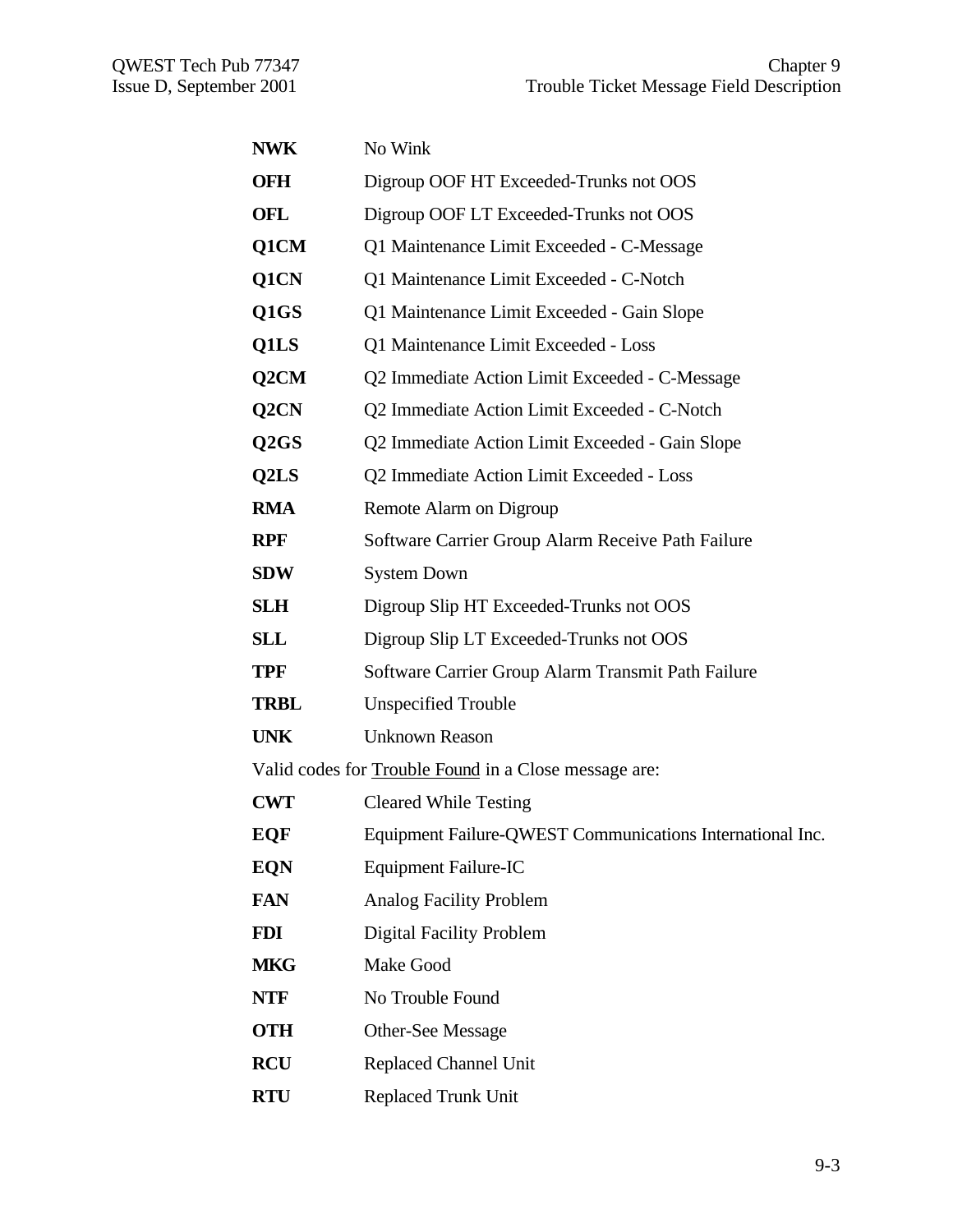**NWK** No Wink

**OFH** Digroup OOF HT Exceeded-Trunks not OOS

**OFL** Digroup OOF LT Exceeded-Trunks not OOS

**Q1CM** Q1 Maintenance Limit Exceeded - C-Message

**Q1CN** Q1 Maintenance Limit Exceeded - C-Notch

**Q1GS** Q1 Maintenance Limit Exceeded - Gain Slope

**Q1LS** Q1 Maintenance Limit Exceeded - Loss

**Q2CM** Q2 Immediate Action Limit Exceeded - C-Message

**Q2CN** Q2 Immediate Action Limit Exceeded - C-Notch

**Q2GS** Q2 Immediate Action Limit Exceeded - Gain Slope

**Q2LS** Q2 Immediate Action Limit Exceeded - Loss

**RMA** Remote Alarm on Digroup

**RPF** Software Carrier Group Alarm Receive Path Failure

**SDW** System Down

**SLH** Digroup Slip HT Exceeded-Trunks not OOS

**SLL** Digroup Slip LT Exceeded-Trunks not OOS

**TPF** Software Carrier Group Alarm Transmit Path Failure

**TRBL** Unspecified Trouble

**UNK** Unknown Reason

Valid codes for Trouble Found in a Close message are:

**CWT** Cleared While Testing

**EQF** Equipment Failure-QWEST Communications International Inc.

**EQN** Equipment Failure-IC

**FAN** Analog Facility Problem

**FDI** Digital Facility Problem

**MKG** Make Good

**NTF** No Trouble Found

**OTH** Other-See Message

**RCU** Replaced Channel Unit

**RTU** Replaced Trunk Unit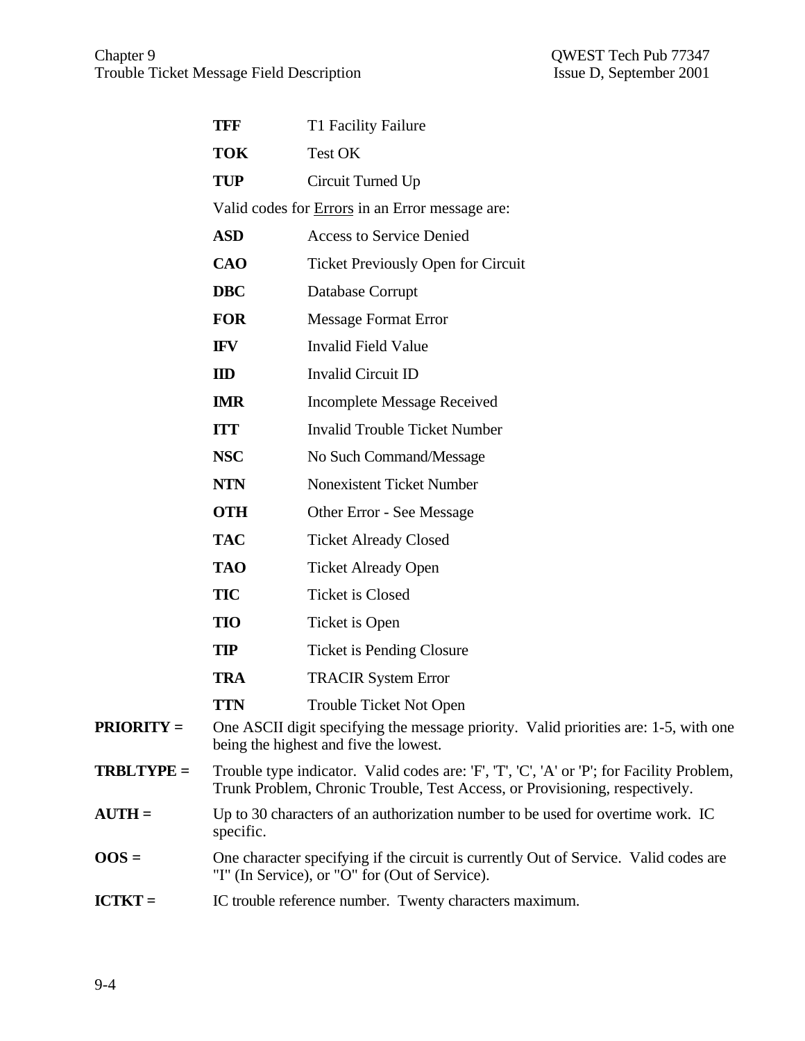| | |
|---|---|
| **TFF** | T1 Facility Failure |
| **TOK** | Test OK |
| **TUP** | Circuit Turned Up |

Valid codes for Errors in an Error message are:

| | |
|---|---|
| **ASD** | Access to Service Denied |
| **CAO** | Ticket Previously Open for Circuit |
| **DBC** | Database Corrupt |
| **FOR** | Message Format Error |
| **IFV** | Invalid Field Value |
| **IID** | Invalid Circuit ID |
| **IMR** | Incomplete Message Received |
| **ITT** | Invalid Trouble Ticket Number |
| **NSC** | No Such Command/Message |
| **NTN** | Nonexistent Ticket Number |
| **OTH** | Other Error - See Message |
| **TAC** | Ticket Already Closed |
| **TAO** | Ticket Already Open |
| **TIC** | Ticket is Closed |
| **TIO** | Ticket is Open |
| **TIP** | Ticket is Pending Closure |
| **TRA** | TRACIR System Error |
| **TTN** | Trouble Ticket Not Open |

**PRIORITY =** One ASCII digit specifying the message priority. Valid priorities are: 1-5, with one being the highest and five the lowest.

**TRBLTYPE =** Trouble type indicator. Valid codes are: 'F', 'T', 'C', 'A' or 'P'; for Facility Problem, Trunk Problem, Chronic Trouble, Test Access, or Provisioning, respectively.

**AUTH =** Up to 30 characters of an authorization number to be used for overtime work. IC specific.

**OOS =** One character specifying if the circuit is currently Out of Service. Valid codes are "I" (In Service), or "O" for (Out of Service).

**ICTKT =** IC trouble reference number. Twenty characters maximum.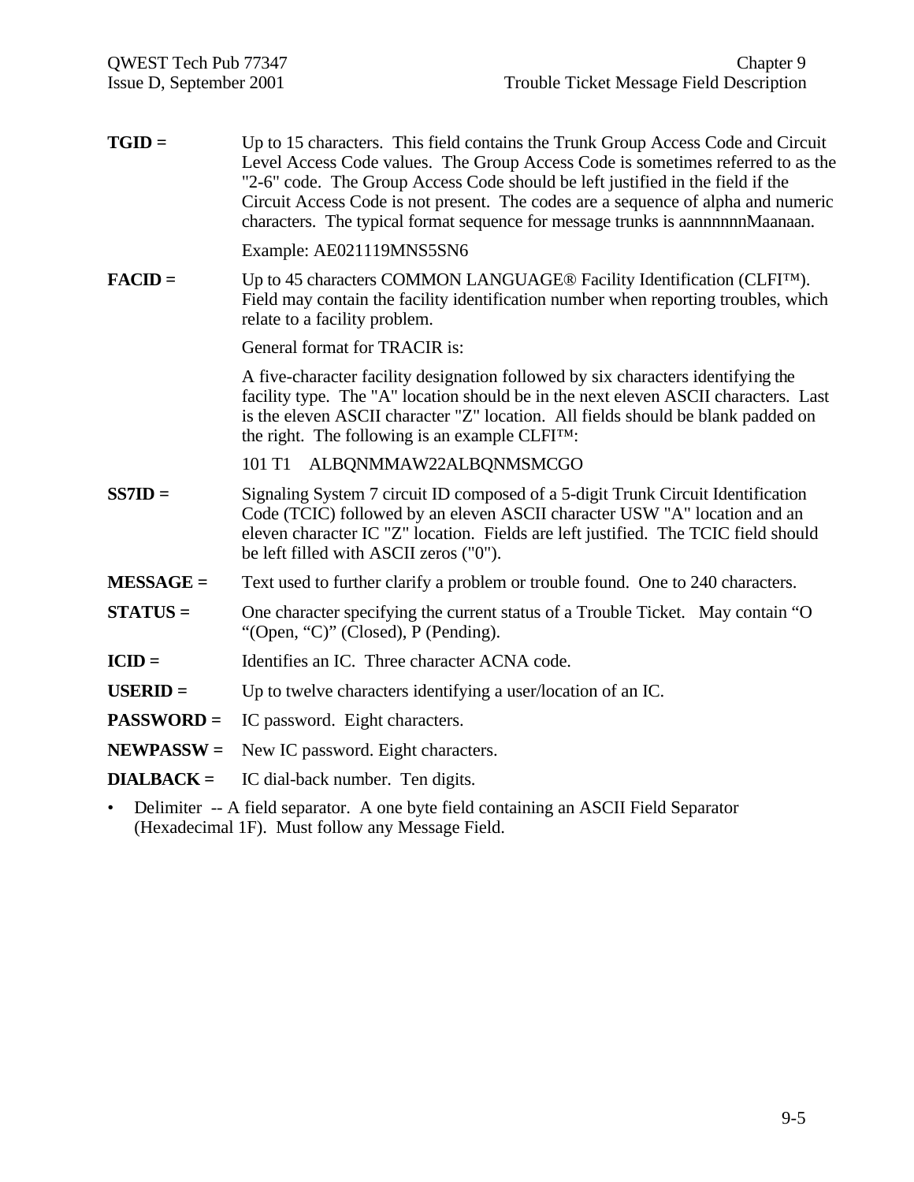**TGID =** Up to 15 characters. This field contains the Trunk Group Access Code and Circuit Level Access Code values. The Group Access Code is sometimes referred to as the "2-6" code. The Group Access Code should be left justified in the field if the Circuit Access Code is not present. The codes are a sequence of alpha and numeric characters. The typical format sequence for message trunks is aannnnnnMaanaan.

Example: AE021119MNS5SN6

**FACID =** Up to 45 characters COMMON LANGUAGE® Facility Identification (CLFI™). Field may contain the facility identification number when reporting troubles, which relate to a facility problem.

General format for TRACIR is:

A five-character facility designation followed by six characters identifying the facility type. The "A" location should be in the next eleven ASCII characters. Last is the eleven ASCII character "Z" location. All fields should be blank padded on the right. The following is an example CLFI™:

101 T1 ALBQNMMAW22ALBQNMSMCGO

**SS7ID =** Signaling System 7 circuit ID composed of a 5-digit Trunk Circuit Identification Code (TCIC) followed by an eleven ASCII character USW "A" location and an eleven character IC "Z" location. Fields are left justified. The TCIC field should be left filled with ASCII zeros ("0").

**MESSAGE =** Text used to further clarify a problem or trouble found. One to 240 characters.

**STATUS =** One character specifying the current status of a Trouble Ticket. May contain "O "(Open, "C)" (Closed), P (Pending).

**ICID =** Identifies an IC. Three character ACNA code.

**USERID =** Up to twelve characters identifying a user/location of an IC.

**PASSWORD =** IC password. Eight characters.

**NEWPASSW =** New IC password. Eight characters.

**DIALBACK =** IC dial-back number. Ten digits.

- Delimiter -- A field separator. A one byte field containing an ASCII Field Separator (Hexadecimal 1F). Must follow any Message Field.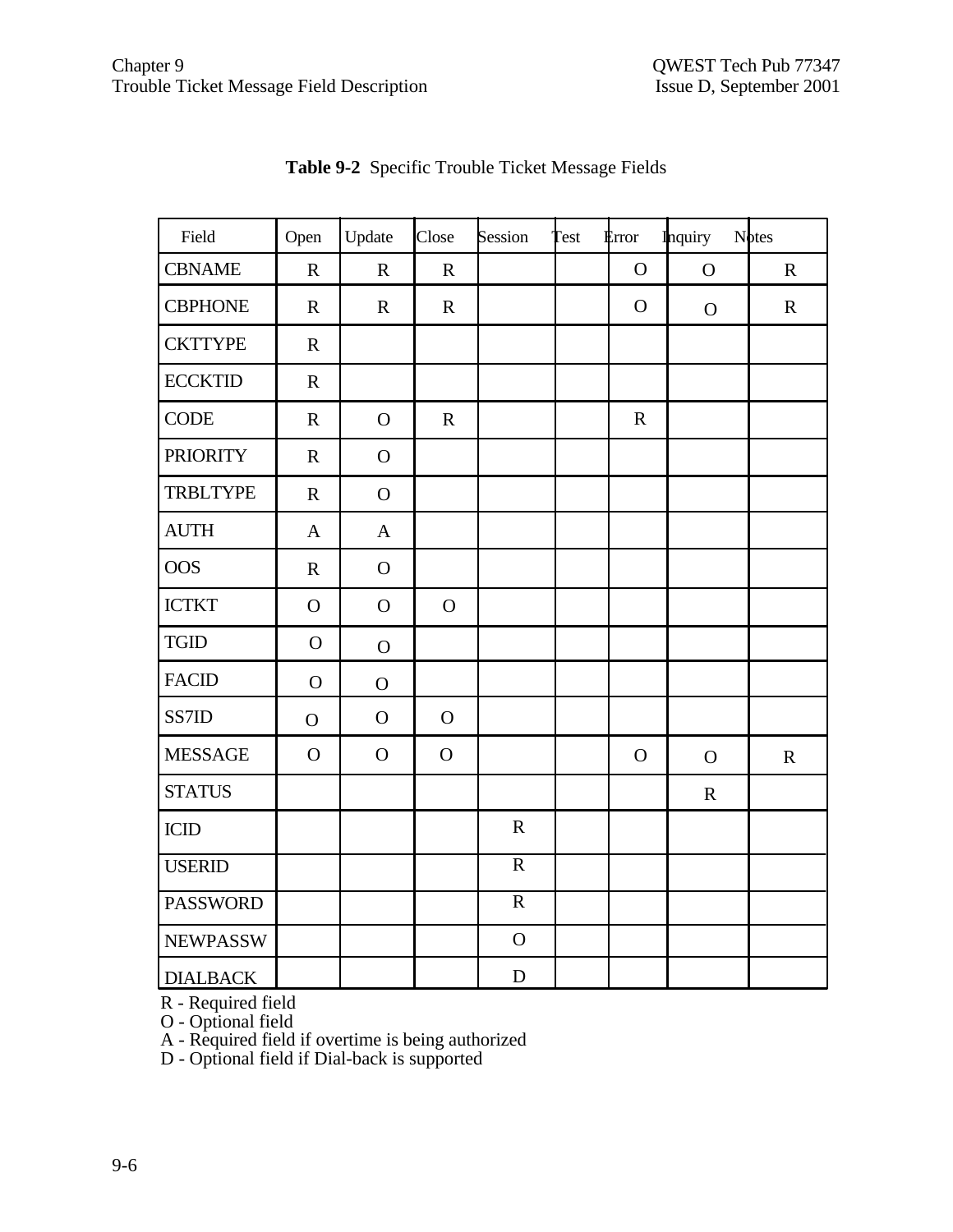**Table 9-2** Specific Trouble Ticket Message Fields

| Field | Open | Update | Close | Session | Test | Error | Inquiry | Notes |
|---|---|---|---|---|---|---|---|---|
| CBNAME | R | R | R | | | O | O | R |
| CBPHONE | R | R | R | | | O | O | R |
| CKTTYPE | R | | | | | | | |
| ECCKTID | R | | | | | | | |
| CODE | R | O | R | | | R | | |
| PRIORITY | R | O | | | | | | |
| TRBLTYPE | R | O | | | | | | |
| AUTH | A | A | | | | | | |
| OOS | R | O | | | | | | |
| ICTKT | O | O | O | | | | | |
| TGID | O | O | | | | | | |
| FACID | O | O | | | | | | |
| SS7ID | O | O | O | | | | | |
| MESSAGE | O | O | O | | | O | O | R |
| STATUS | | | | | | | R | |
| ICID | | | | R | | | | |
| USERID | | | | R | | | | |
| PASSWORD | | | | R | | | | |
| NEWPASSW | | | | O | | | | |
| DIALBACK | | | | D | | | | |

R - Required field
O - Optional field
A - Required field if overtime is being authorized
D - Optional field if Dial-back is supported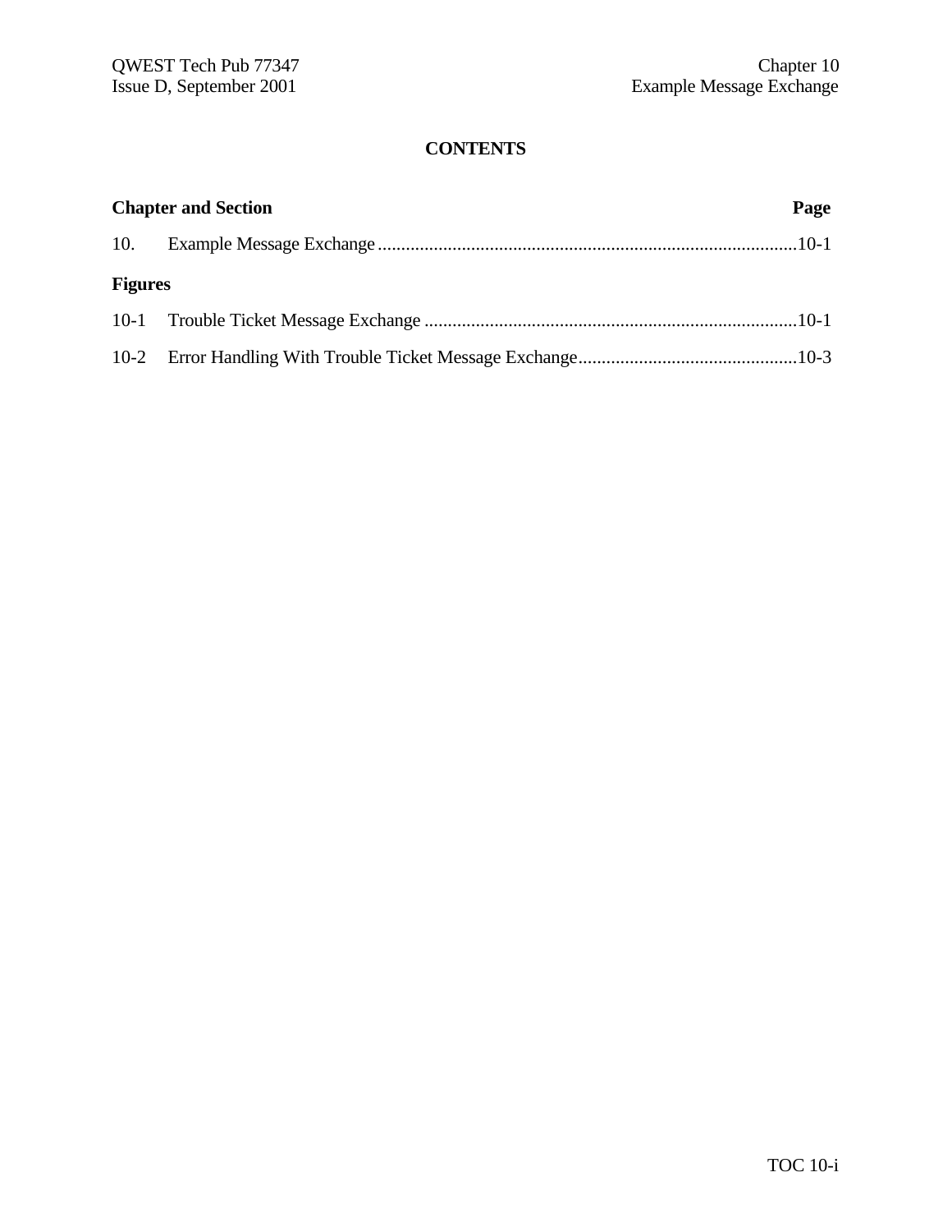# CONTENTS

| Chapter and Section | | Page |
|---|---|---|
| 10. | Example Message Exchange | 10-1 |

**Figures**

| | | |
|---|---|---|
| 10-1 | Trouble Ticket Message Exchange | 10-1 |
| 10-2 | Error Handling With Trouble Ticket Message Exchange | 10-3 |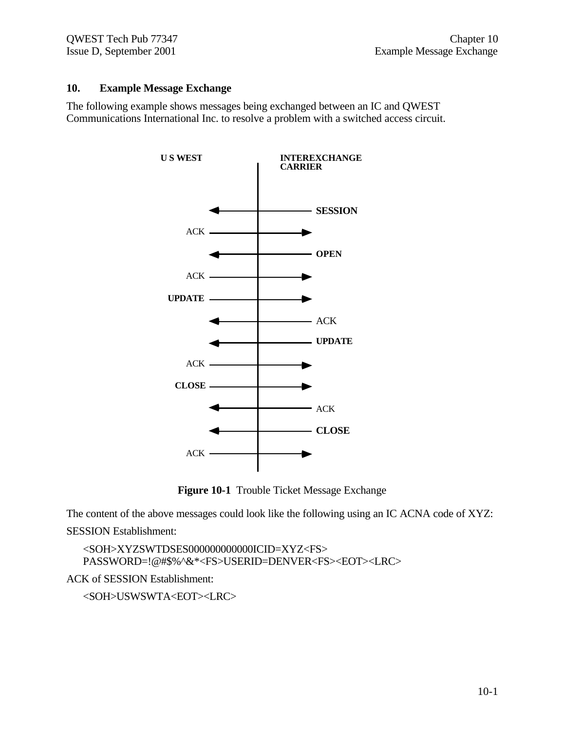## 10. Example Message Exchange

The following example shows messages being exchanged between an IC and QWEST Communications International Inc. to resolve a problem with a switched access circuit.

**Figure 10-1** Trouble Ticket Message Exchange

The content of the above messages could look like the following using an IC ACNA code of XYZ:

SESSION Establishment:

```
<SOH>XYZSWTDSES000000000000ICID=XYZ<FS>
PASSWORD=!@#$%^&*<FS>USERID=DENVER<FS><EOT><LRC>
```

ACK of SESSION Establishment:

```
<SOH>USWSWTA<EOT><LRC>
```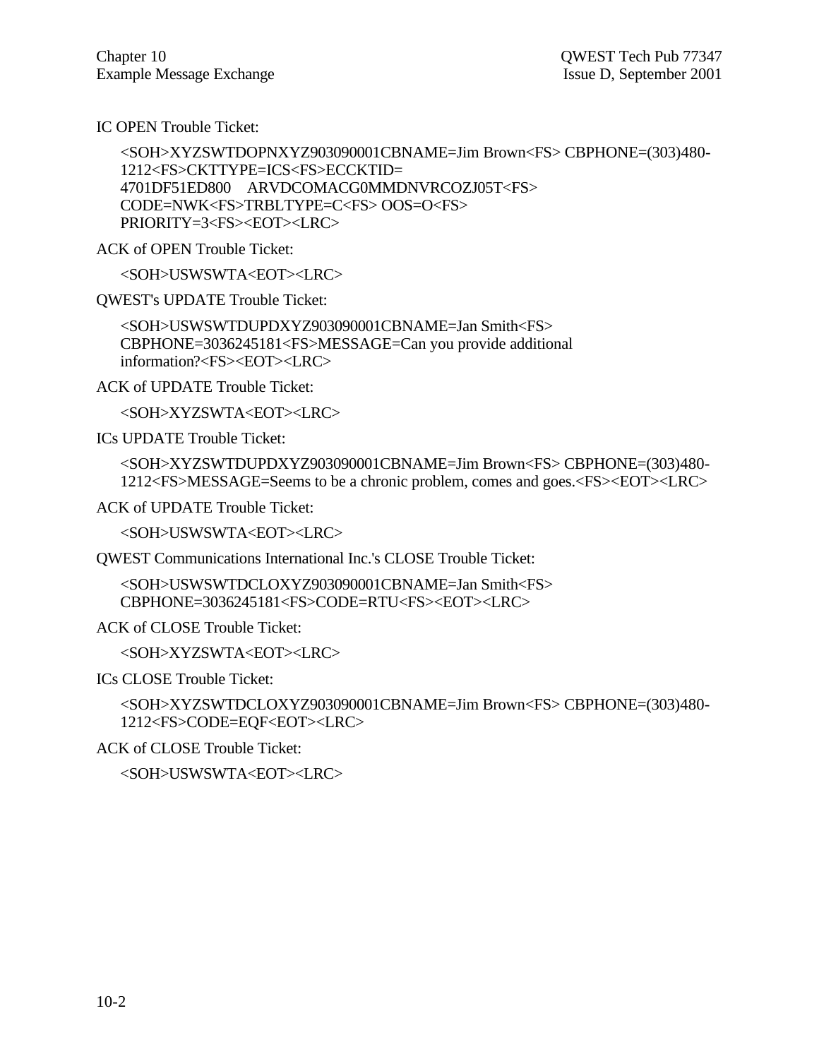IC OPEN Trouble Ticket:

<SOH>XYZSWTDOPNXYZ903090001CBNAME=Jim Brown<FS> CBPHONE=(303)480-1212<FS>CKTTYPE=ICS<FS>ECCKTID=
4701DF51ED800    ARVDCOMACG0MMDNVRCOZJ05T<FS>
CODE=NWK<FS>TRBLTYPE=C<FS> OOS=O<FS>
PRIORITY=3<FS><EOT><LRC>

ACK of OPEN Trouble Ticket:

<SOH>USWSWTA<EOT><LRC>

QWEST's UPDATE Trouble Ticket:

<SOH>USWSWTDUPDXYZ903090001CBNAME=Jan Smith<FS>
CBPHONE=3036245181<FS>MESSAGE=Can you provide additional information?<FS><EOT><LRC>

ACK of UPDATE Trouble Ticket:

<SOH>XYZSWTA<EOT><LRC>

ICs UPDATE Trouble Ticket:

<SOH>XYZSWTDUPDXYZ903090001CBNAME=Jim Brown<FS> CBPHONE=(303)480-1212<FS>MESSAGE=Seems to be a chronic problem, comes and goes.<FS><EOT><LRC>

ACK of UPDATE Trouble Ticket:

<SOH>USWSWTA<EOT><LRC>

QWEST Communications International Inc.'s CLOSE Trouble Ticket:

<SOH>USWSWTDCLOXYZ903090001CBNAME=Jan Smith<FS>
CBPHONE=3036245181<FS>CODE=RTU<FS><EOT><LRC>

ACK of CLOSE Trouble Ticket:

<SOH>XYZSWTA<EOT><LRC>

ICs CLOSE Trouble Ticket:

<SOH>XYZSWTDCLOXYZ903090001CBNAME=Jim Brown<FS> CBPHONE=(303)480-1212<FS>CODE=EQF<EOT><LRC>

ACK of CLOSE Trouble Ticket:

<SOH>USWSWTA<EOT><LRC>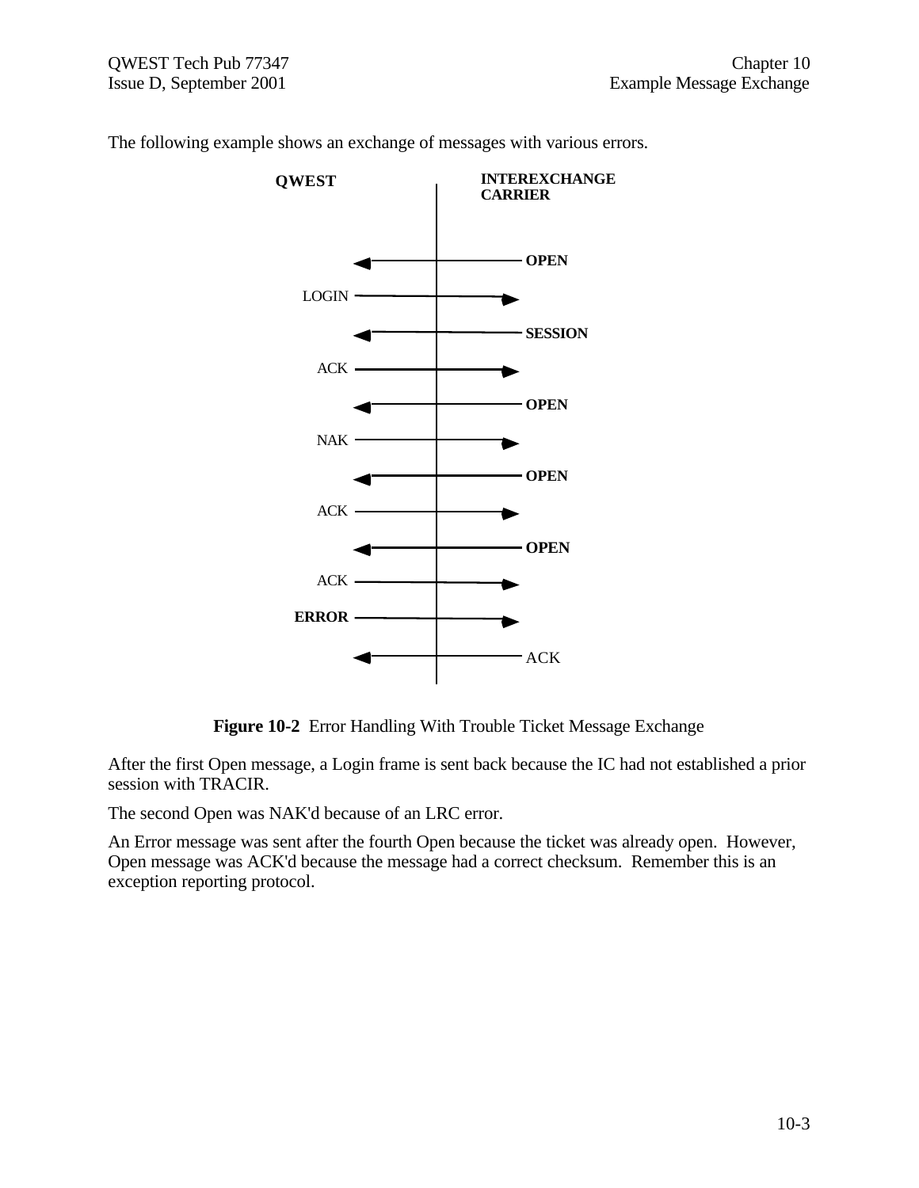The following example shows an exchange of messages with various errors.

| QWEST | | INTEREXCHANGE CARRIER |
|---|---|---|
| ← | | **OPEN** |
| LOGIN | → | |
| ← | | **SESSION** |
| ACK | → | |
| ← | | **OPEN** |
| NAK | → | |
| ← | | **OPEN** |
| ACK | → | |
| ← | | **OPEN** |
| ACK | → | |
| **ERROR** | → | |
| ← | | ACK |

**Figure 10-2** Error Handling With Trouble Ticket Message Exchange

After the first Open message, a Login frame is sent back because the IC had not established a prior session with TRACIR.

The second Open was NAK'd because of an LRC error.

An Error message was sent after the fourth Open because the ticket was already open. However, Open message was ACK'd because the message had a correct checksum. Remember this is an exception reporting protocol.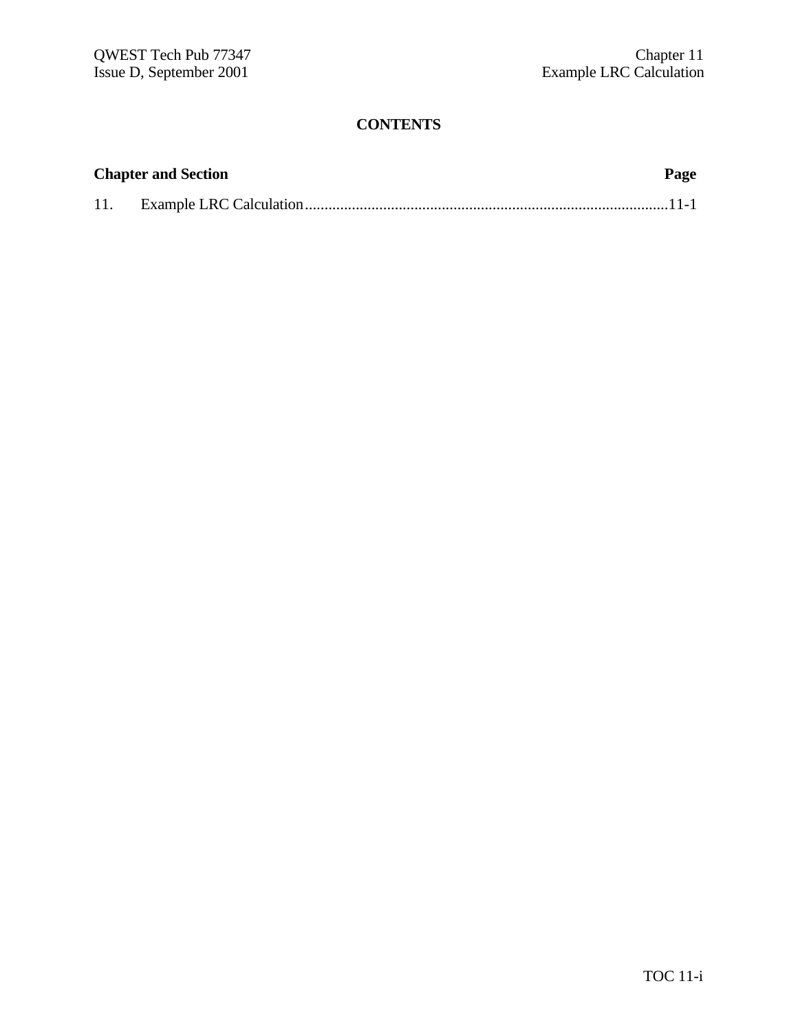## CONTENTS

| Chapter and Section | Page |
|---|---|
| 11. Example LRC Calculation | 11-1 |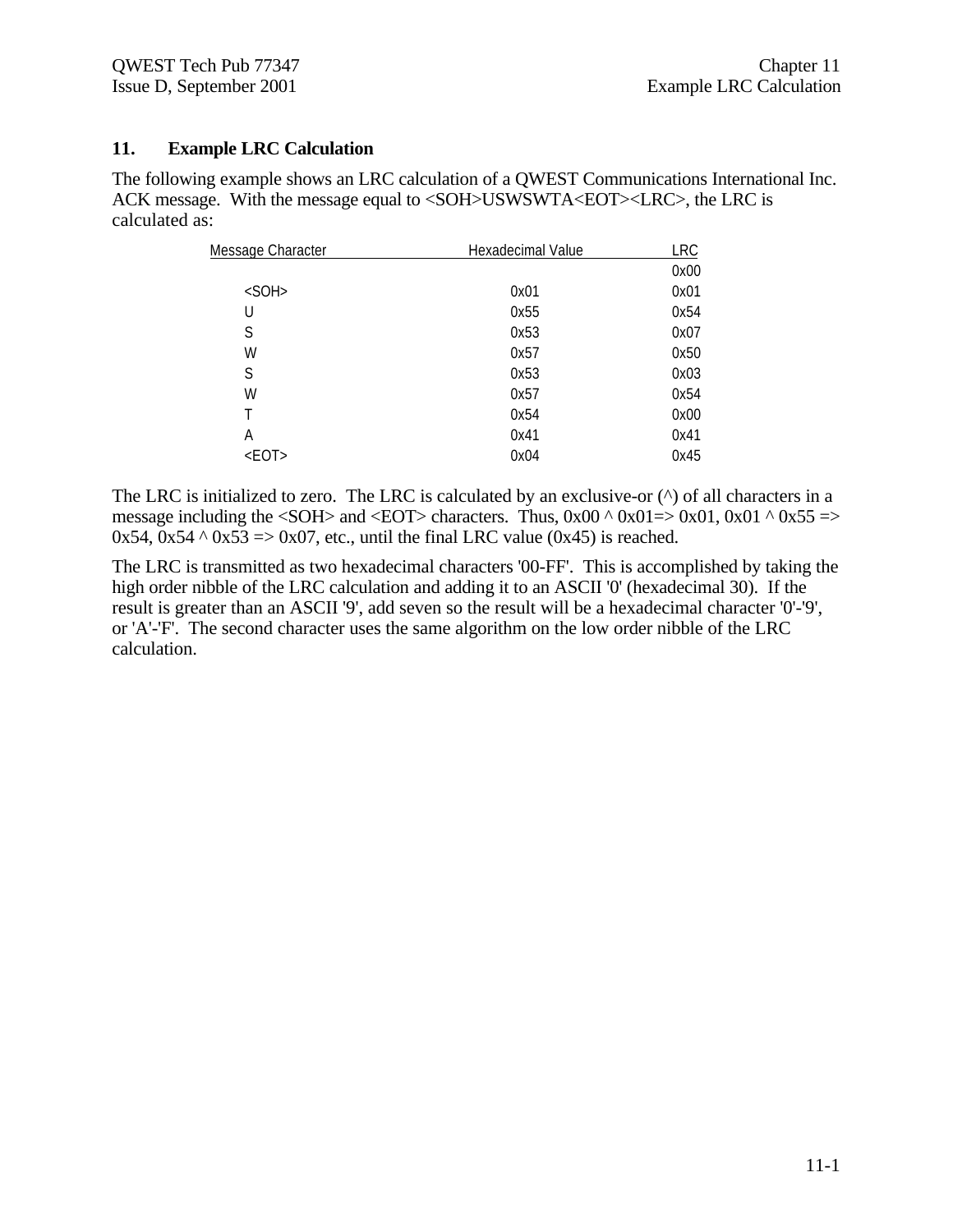## 11. Example LRC Calculation

The following example shows an LRC calculation of a QWEST Communications International Inc. ACK message. With the message equal to <SOH>USWSWTA<EOT><LRC>, the LRC is calculated as:

| Message Character | Hexadecimal Value | LRC |
|---|---|---|
| | | 0x00 |
| <SOH> | 0x01 | 0x01 |
| U | 0x55 | 0x54 |
| S | 0x53 | 0x07 |
| W | 0x57 | 0x50 |
| S | 0x53 | 0x03 |
| W | 0x57 | 0x54 |
| T | 0x54 | 0x00 |
| A | 0x41 | 0x41 |
| <EOT> | 0x04 | 0x45 |

The LRC is initialized to zero. The LRC is calculated by an exclusive-or (^) of all characters in a message including the <SOH> and <EOT> characters. Thus, 0x00 ^ 0x01=> 0x01, 0x01 ^ 0x55 => 0x54, 0x54 ^ 0x53 => 0x07, etc., until the final LRC value (0x45) is reached.

The LRC is transmitted as two hexadecimal characters '00-FF'. This is accomplished by taking the high order nibble of the LRC calculation and adding it to an ASCII '0' (hexadecimal 30). If the result is greater than an ASCII '9', add seven so the result will be a hexadecimal character '0'-'9', or 'A'-'F'. The second character uses the same algorithm on the low order nibble of the LRC calculation.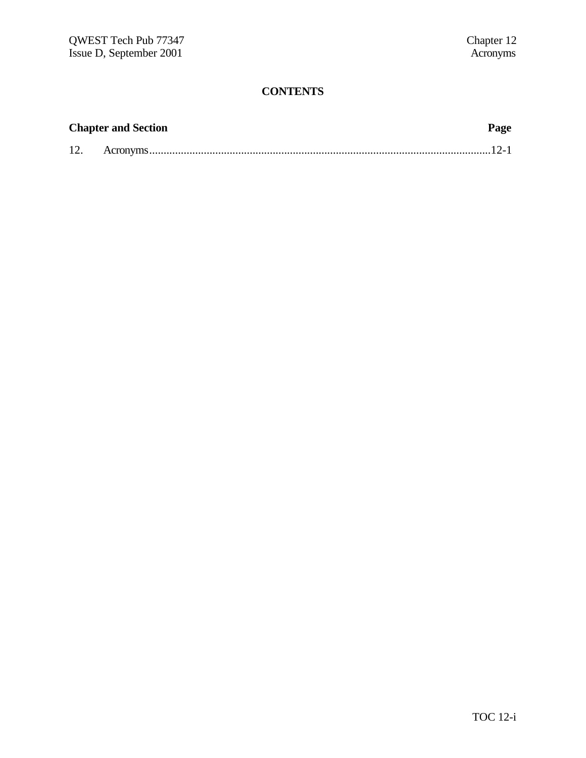# CONTENTS

| Chapter and Section | | Page |
|---|---|---|
| 12. | Acronyms | 12-1 |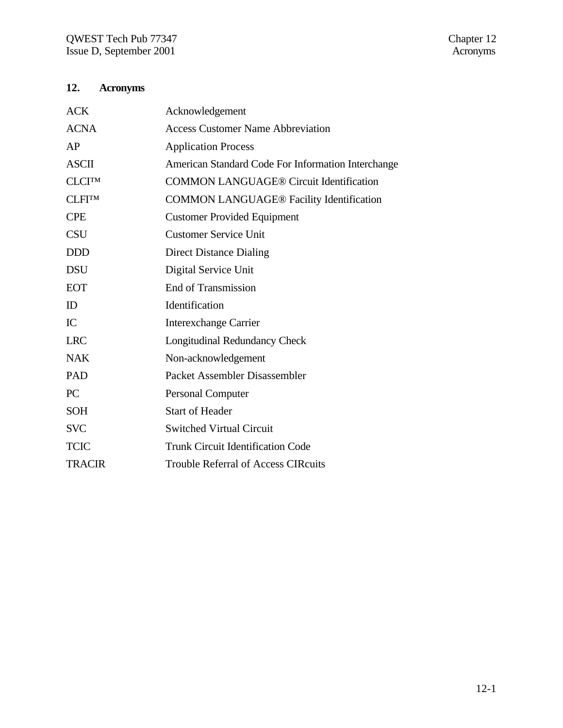## 12. Acronyms

| | |
|---|---|
| ACK | Acknowledgement |
| ACNA | Access Customer Name Abbreviation |
| AP | Application Process |
| ASCII | American Standard Code For Information Interchange |
| CLCI™ | COMMON LANGUAGE® Circuit Identification |
| CLFI™ | COMMON LANGUAGE® Facility Identification |
| CPE | Customer Provided Equipment |
| CSU | Customer Service Unit |
| DDD | Direct Distance Dialing |
| DSU | Digital Service Unit |
| EOT | End of Transmission |
| ID | Identification |
| IC | Interexchange Carrier |
| LRC | Longitudinal Redundancy Check |
| NAK | Non-acknowledgement |
| PAD | Packet Assembler Disassembler |
| PC | Personal Computer |
| SOH | Start of Header |
| SVC | Switched Virtual Circuit |
| TCIC | Trunk Circuit Identification Code |
| TRACIR | Trouble Referral of Access CIRcuits |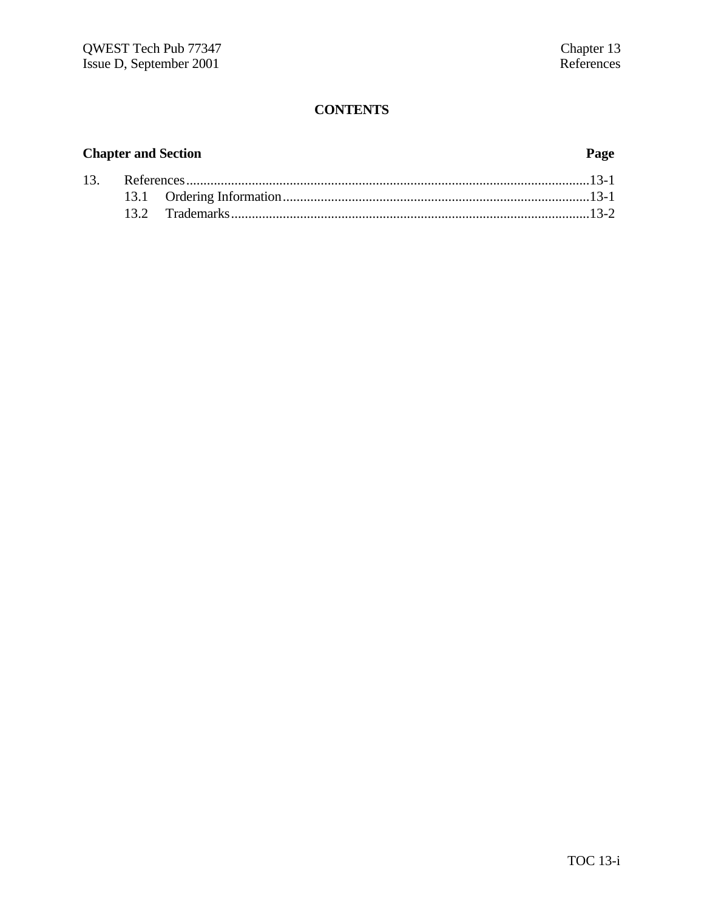# CONTENTS

| Chapter and Section | | Page |
|---|---|---|
| 13. | References | 13-1 |
| | 13.1 Ordering Information | 13-1 |
| | 13.2 Trademarks | 13-2 |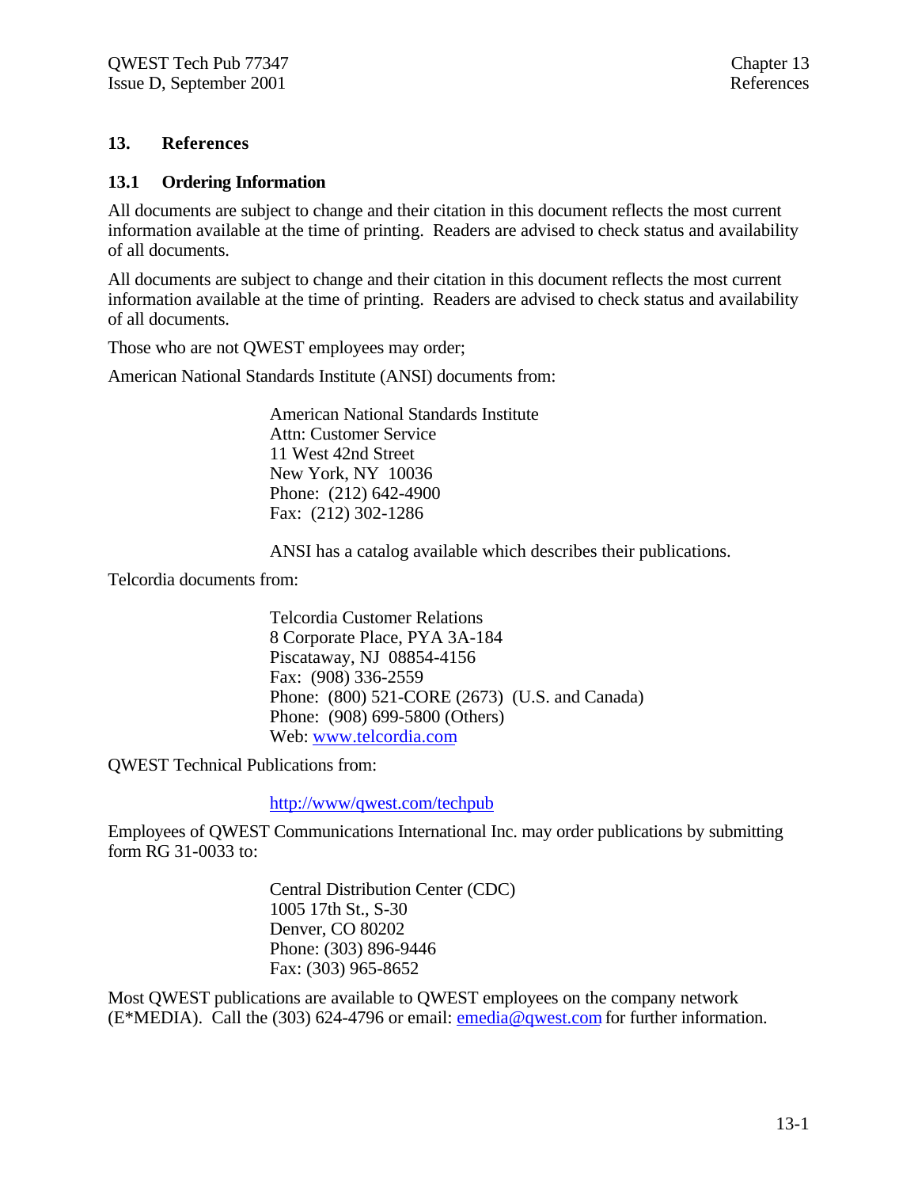# 13. References

## 13.1 Ordering Information

All documents are subject to change and their citation in this document reflects the most current information available at the time of printing. Readers are advised to check status and availability of all documents.

All documents are subject to change and their citation in this document reflects the most current information available at the time of printing. Readers are advised to check status and availability of all documents.

Those who are not QWEST employees may order;

American National Standards Institute (ANSI) documents from:

> American National Standards Institute
> Attn: Customer Service
> 11 West 42nd Street
> New York, NY 10036
> Phone: (212) 642-4900
> Fax: (212) 302-1286
>
> ANSI has a catalog available which describes their publications.

Telcordia documents from:

> Telcordia Customer Relations
> 8 Corporate Place, PYA 3A-184
> Piscataway, NJ 08854-4156
> Fax: (908) 336-2559
> Phone: (800) 521-CORE (2673) (U.S. and Canada)
> Phone: (908) 699-5800 (Others)
> Web: www.telcordia.com

QWEST Technical Publications from:

> http://www/qwest.com/techpub

Employees of QWEST Communications International Inc. may order publications by submitting form RG 31-0033 to:

> Central Distribution Center (CDC)
> 1005 17th St., S-30
> Denver, CO 80202
> Phone: (303) 896-9446
> Fax: (303) 965-8652

Most QWEST publications are available to QWEST employees on the company network (E*MEDIA). Call the (303) 624-4796 or email: emedia@qwest.com for further information.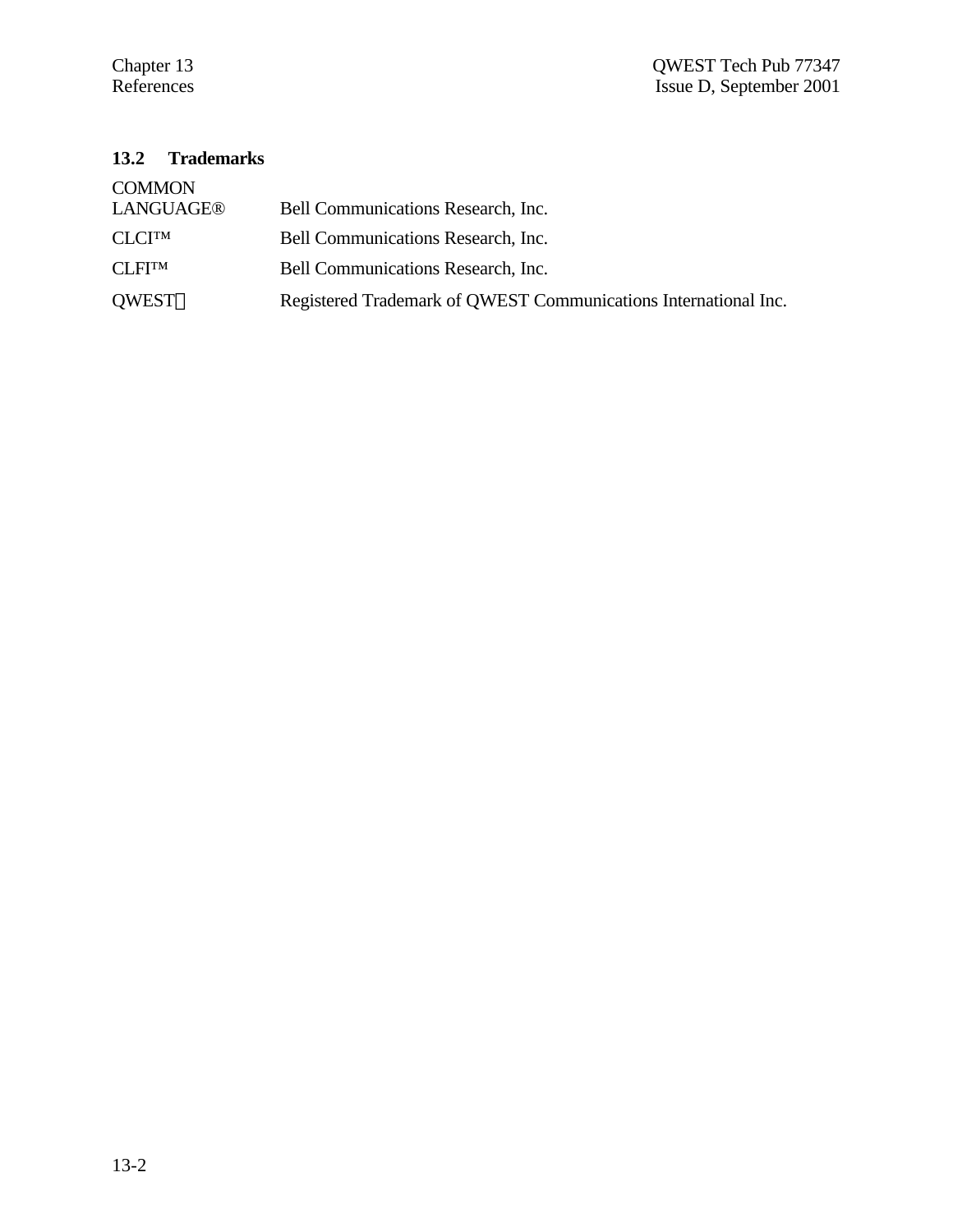## 13.2 Trademarks

| | |
|---|---|
| COMMON LANGUAGE® | Bell Communications Research, Inc. |
| CLCI™ | Bell Communications Research, Inc. |
| CLFI™ | Bell Communications Research, Inc. |
| QWEST® | Registered Trademark of QWEST Communications International Inc. |